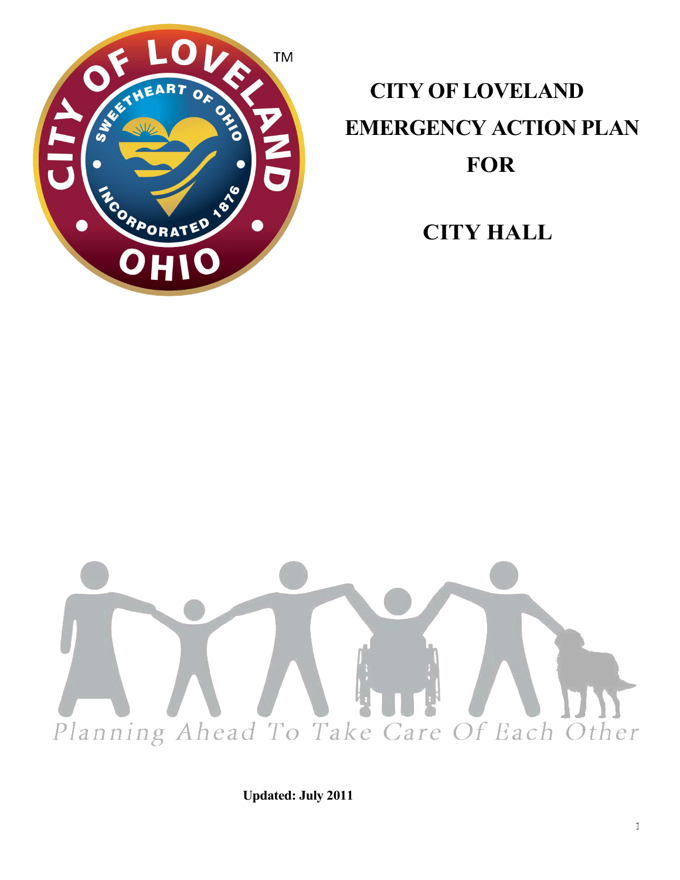# CITY OF LOVELAND EMERGENCY ACTION PLAN FOR

# CITY HALL

Planning Ahead To Take Care Of Each Other

**Updated: July 2011**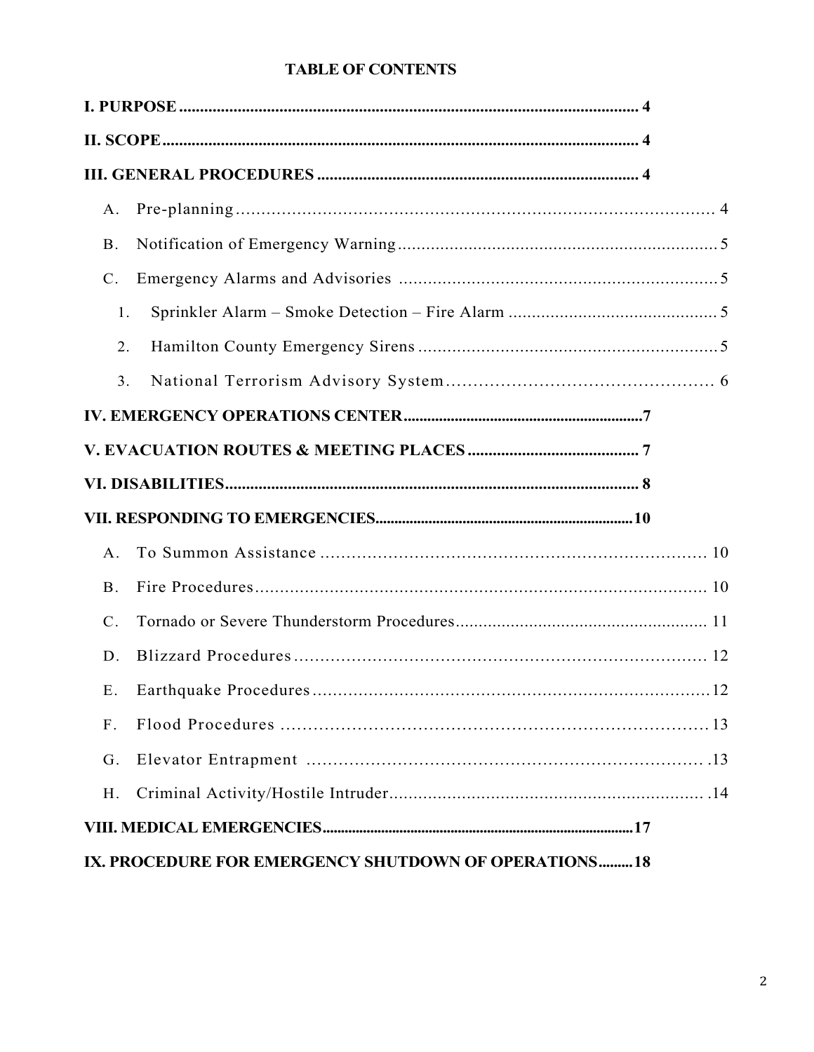## TABLE OF CONTENTS

**I. PURPOSE ............................................................................................................ 4**

**II. SCOPE ................................................................................................................ 4**

**III. GENERAL PROCEDURES ............................................................................. 4**

- A. Pre-planning ........................................................................................ 4
- B. Notification of Emergency Warning ..................................................... 5
- C. Emergency Alarms and Advisories ........................................................ 5
  1. Sprinkler Alarm – Smoke Detection – Fire Alarm ................................ 5
  2. Hamilton County Emergency Sirens .................................................. 5
  3. National Terrorism Advisory System ................................................. 6

**IV. EMERGENCY OPERATIONS CENTER .......................................................... 7**

**V. EVACUATION ROUTES & MEETING PLACES ............................................ 7**

**VI. DISABILITIES .................................................................................................. 8**

**VII. RESPONDING TO EMERGENCIES ............................................................. 10**

- A. To Summon Assistance ....................................................................... 10
- B. Fire Procedures ................................................................................... 10
- C. Tornado or Severe Thunderstorm Procedures ...................................... 11
- D. Blizzard Procedures ............................................................................. 12
- E. Earthquake Procedures ........................................................................ 12
- F. Flood Procedures ................................................................................. 13
- G. Elevator Entrapment ............................................................................ .13
- H. Criminal Activity/Hostile Intruder ....................................................... .14

**VIII. MEDICAL EMERGENCIES ............................................................................ 17**

**IX. PROCEDURE FOR EMERGENCY SHUTDOWN OF OPERATIONS ......... 18**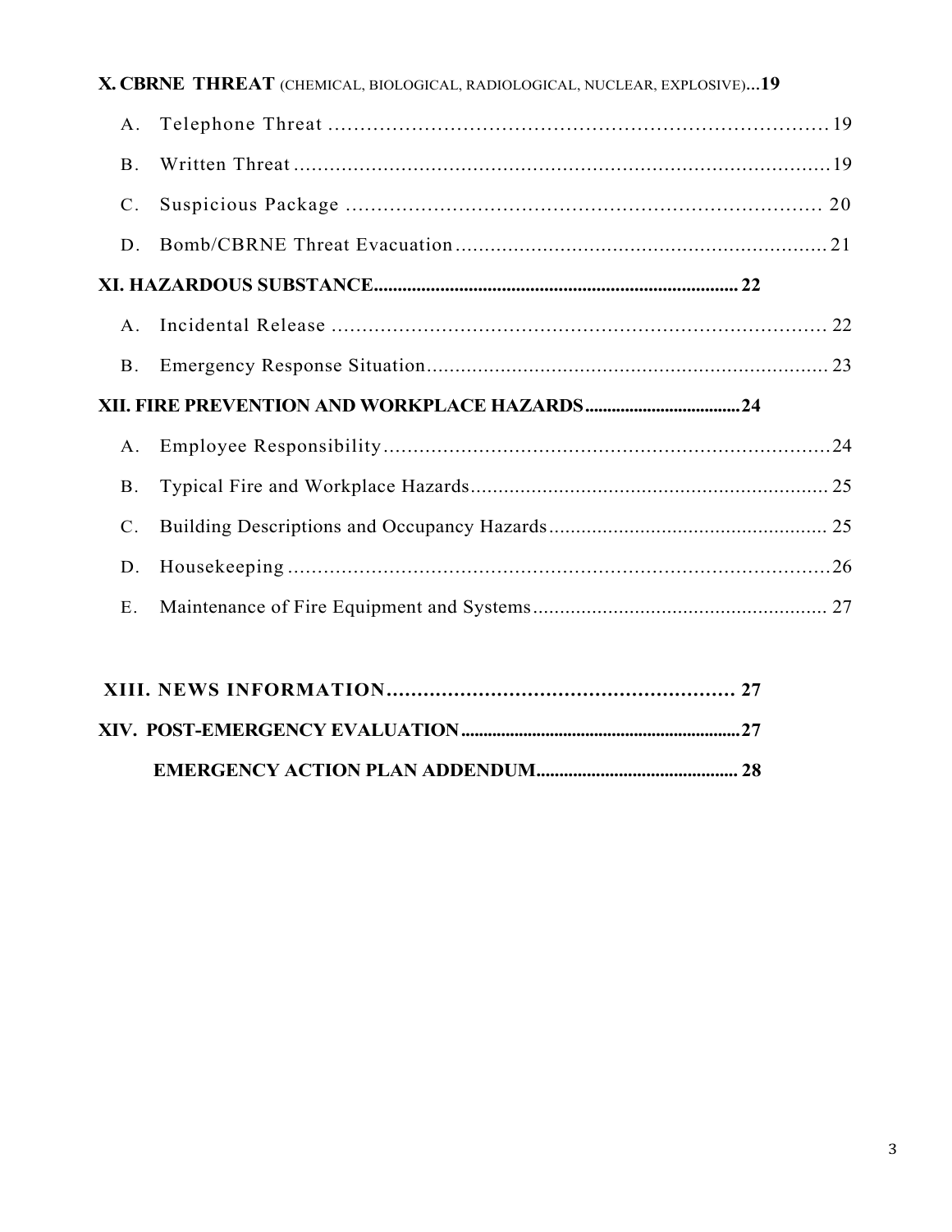**X. CBRNE THREAT** (CHEMICAL, BIOLOGICAL, RADIOLOGICAL, NUCLEAR, EXPLOSIVE)**...19**

A. Telephone Threat ........................................................................ 19

B. Written Threat ........................................................................ 19

C. Suspicious Package ........................................................................ 20

D. Bomb/CBRNE Threat Evacuation ........................................................................ 21

**XI. HAZARDOUS SUBSTANCE........................................................................ 22**

A. Incidental Release ........................................................................ 22

B. Emergency Response Situation ........................................................................ 23

**XII. FIRE PREVENTION AND WORKPLACE HAZARDS.................................... 24**

A. Employee Responsibility ........................................................................ 24

B. Typical Fire and Workplace Hazards ........................................................................ 25

C. Building Descriptions and Occupancy Hazards ........................................................................ 25

D. Housekeeping ........................................................................ 26

E. Maintenance of Fire Equipment and Systems ........................................................................ 27

**XIII. NEWS INFORMATION........................................................................ 27**

**XIV. POST-EMERGENCY EVALUATION........................................................................ 27**

**EMERGENCY ACTION PLAN ADDENDUM........................................................................ 28**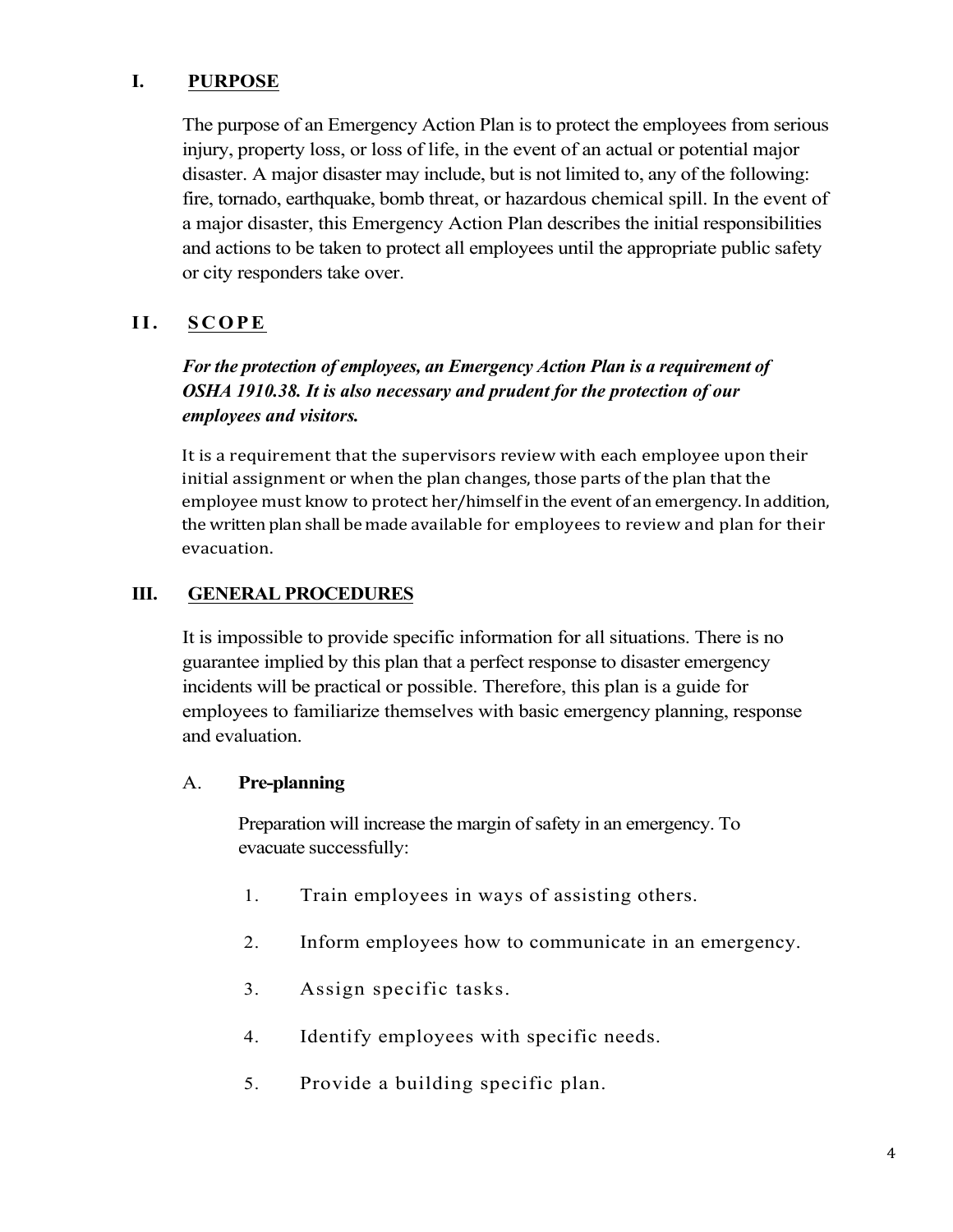## I. PURPOSE

The purpose of an Emergency Action Plan is to protect the employees from serious injury, property loss, or loss of life, in the event of an actual or potential major disaster. A major disaster may include, but is not limited to, any of the following: fire, tornado, earthquake, bomb threat, or hazardous chemical spill. In the event of a major disaster, this Emergency Action Plan describes the initial responsibilities and actions to be taken to protect all employees until the appropriate public safety or city responders take over.

## II. SCOPE

***For the protection of employees, an Emergency Action Plan is a requirement of OSHA 1910.38. It is also necessary and prudent for the protection of our employees and visitors.***

It is a requirement that the supervisors review with each employee upon their initial assignment or when the plan changes, those parts of the plan that the employee must know to protect her/himself in the event of an emergency. In addition, the written plan shall be made available for employees to review and plan for their evacuation.

## III. GENERAL PROCEDURES

It is impossible to provide specific information for all situations. There is no guarantee implied by this plan that a perfect response to disaster emergency incidents will be practical or possible. Therefore, this plan is a guide for employees to familiarize themselves with basic emergency planning, response and evaluation.

### A. Pre-planning

Preparation will increase the margin of safety in an emergency. To evacuate successfully:

1. Train employees in ways of assisting others.
2. Inform employees how to communicate in an emergency.
3. Assign specific tasks.
4. Identify employees with specific needs.
5. Provide a building specific plan.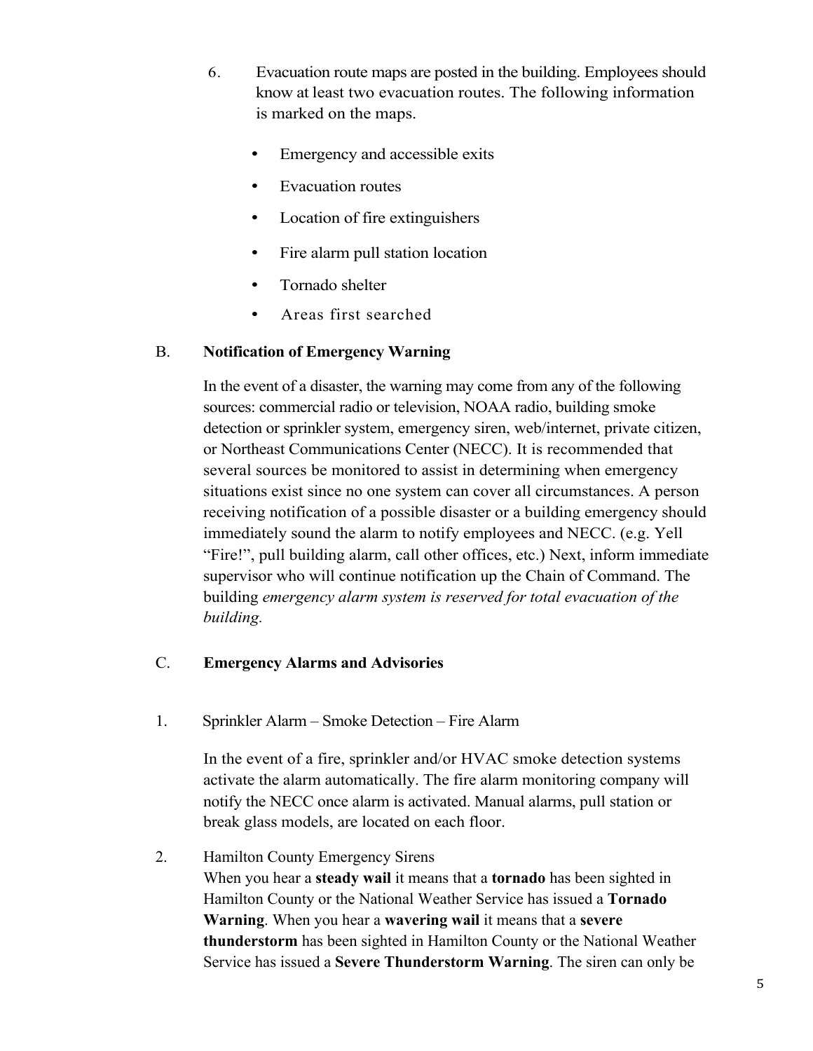6. Evacuation route maps are posted in the building. Employees should know at least two evacuation routes. The following information is marked on the maps.

   - Emergency and accessible exits
   - Evacuation routes
   - Location of fire extinguishers
   - Fire alarm pull station location
   - Tornado shelter
   - Areas first searched

## B. Notification of Emergency Warning

In the event of a disaster, the warning may come from any of the following sources: commercial radio or television, NOAA radio, building smoke detection or sprinkler system, emergency siren, web/internet, private citizen, or Northeast Communications Center (NECC). It is recommended that several sources be monitored to assist in determining when emergency situations exist since no one system can cover all circumstances. A person receiving notification of a possible disaster or a building emergency should immediately sound the alarm to notify employees and NECC. (e.g. Yell "Fire!", pull building alarm, call other offices, etc.) Next, inform immediate supervisor who will continue notification up the Chain of Command. The building *emergency alarm system is reserved for total evacuation of the building.*

## C. Emergency Alarms and Advisories

1. Sprinkler Alarm – Smoke Detection – Fire Alarm

   In the event of a fire, sprinkler and/or HVAC smoke detection systems activate the alarm automatically. The fire alarm monitoring company will notify the NECC once alarm is activated. Manual alarms, pull station or break glass models, are located on each floor.

2. Hamilton County Emergency Sirens
   When you hear a **steady wail** it means that a **tornado** has been sighted in Hamilton County or the National Weather Service has issued a **Tornado Warning**. When you hear a **wavering wail** it means that a **severe thunderstorm** has been sighted in Hamilton County or the National Weather Service has issued a **Severe Thunderstorm Warning**. The siren can only be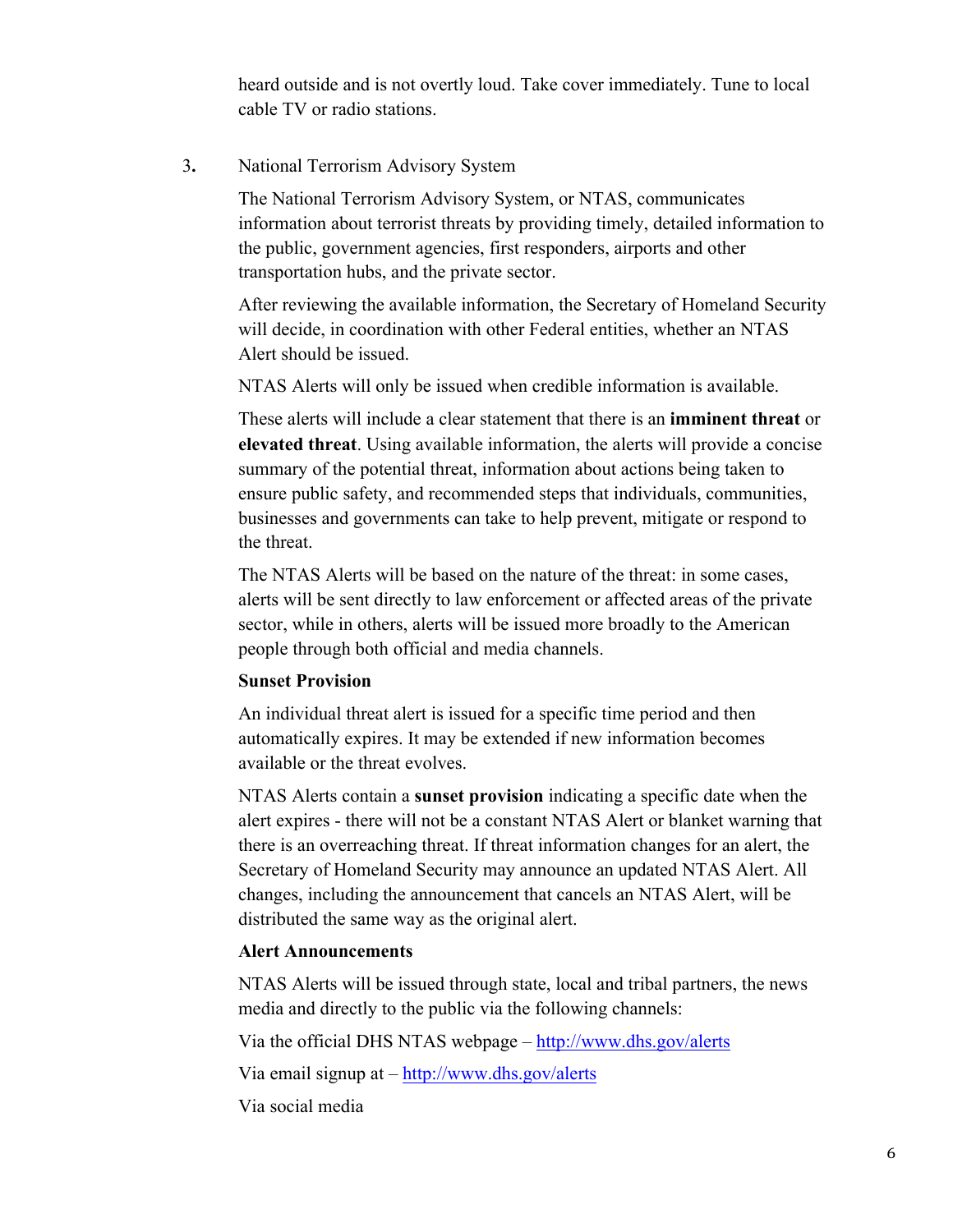heard outside and is not overtly loud. Take cover immediately. Tune to local cable TV or radio stations.

3. National Terrorism Advisory System

The National Terrorism Advisory System, or NTAS, communicates information about terrorist threats by providing timely, detailed information to the public, government agencies, first responders, airports and other transportation hubs, and the private sector.

After reviewing the available information, the Secretary of Homeland Security will decide, in coordination with other Federal entities, whether an NTAS Alert should be issued.

NTAS Alerts will only be issued when credible information is available.

These alerts will include a clear statement that there is an **imminent threat** or **elevated threat**. Using available information, the alerts will provide a concise summary of the potential threat, information about actions being taken to ensure public safety, and recommended steps that individuals, communities, businesses and governments can take to help prevent, mitigate or respond to the threat.

The NTAS Alerts will be based on the nature of the threat: in some cases, alerts will be sent directly to law enforcement or affected areas of the private sector, while in others, alerts will be issued more broadly to the American people through both official and media channels.

**Sunset Provision**

An individual threat alert is issued for a specific time period and then automatically expires. It may be extended if new information becomes available or the threat evolves.

NTAS Alerts contain a **sunset provision** indicating a specific date when the alert expires - there will not be a constant NTAS Alert or blanket warning that there is an overreaching threat. If threat information changes for an alert, the Secretary of Homeland Security may announce an updated NTAS Alert. All changes, including the announcement that cancels an NTAS Alert, will be distributed the same way as the original alert.

**Alert Announcements**

NTAS Alerts will be issued through state, local and tribal partners, the news media and directly to the public via the following channels:

Via the official DHS NTAS webpage – http://www.dhs.gov/alerts

Via email signup at – http://www.dhs.gov/alerts

Via social media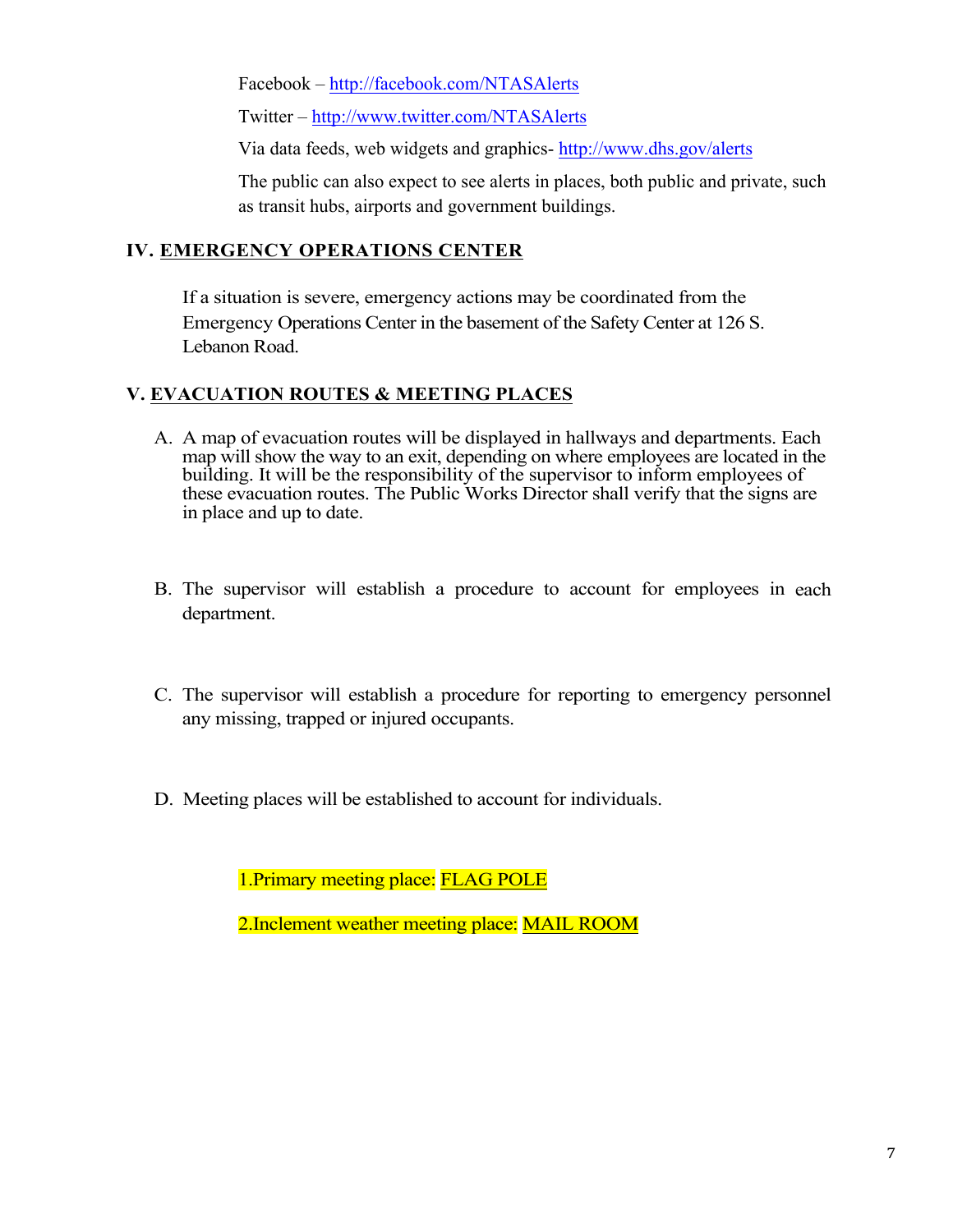Facebook – http://facebook.com/NTASAlerts

Twitter – http://www.twitter.com/NTASAlerts

Via data feeds, web widgets and graphics- http://www.dhs.gov/alerts

The public can also expect to see alerts in places, both public and private, such as transit hubs, airports and government buildings.

## IV. EMERGENCY OPERATIONS CENTER

If a situation is severe, emergency actions may be coordinated from the Emergency Operations Center in the basement of the Safety Center at 126 S. Lebanon Road.

## V. EVACUATION ROUTES & MEETING PLACES

A. A map of evacuation routes will be displayed in hallways and departments. Each map will show the way to an exit, depending on where employees are located in the building. It will be the responsibility of the supervisor to inform employees of these evacuation routes. The Public Works Director shall verify that the signs are in place and up to date.

B. The supervisor will establish a procedure to account for employees in each department.

C. The supervisor will establish a procedure for reporting to emergency personnel any missing, trapped or injured occupants.

D. Meeting places will be established to account for individuals.

1. Primary meeting place: FLAG POLE

2. Inclement weather meeting place: MAIL ROOM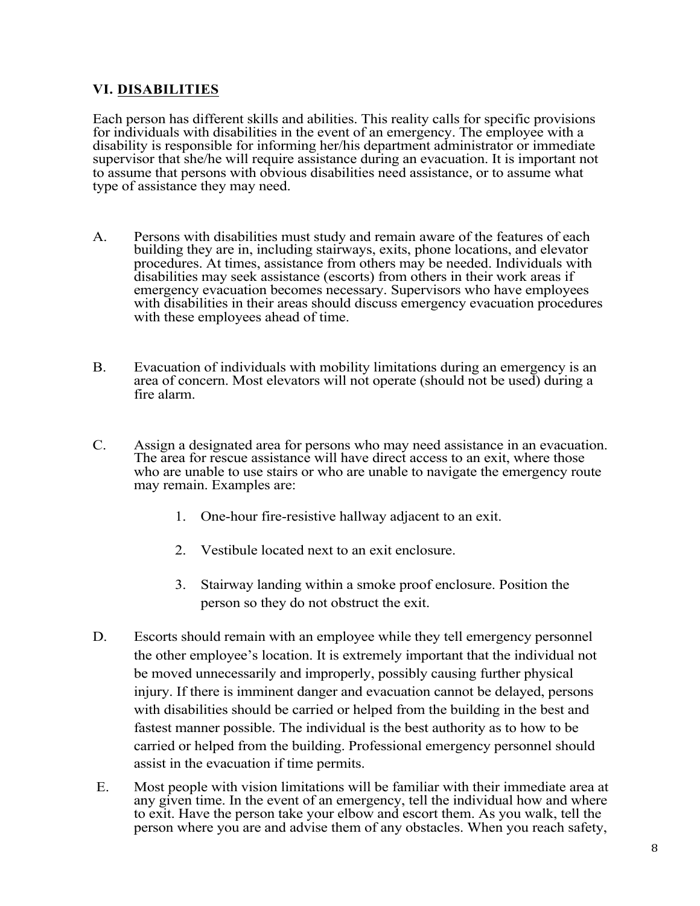## VI. <u>DISABILITIES</u>

Each person has different skills and abilities. This reality calls for specific provisions for individuals with disabilities in the event of an emergency. The employee with a disability is responsible for informing her/his department administrator or immediate supervisor that she/he will require assistance during an evacuation. It is important not to assume that persons with obvious disabilities need assistance, or to assume what type of assistance they may need.

A. Persons with disabilities must study and remain aware of the features of each building they are in, including stairways, exits, phone locations, and elevator procedures. At times, assistance from others may be needed. Individuals with disabilities may seek assistance (escorts) from others in their work areas if emergency evacuation becomes necessary. Supervisors who have employees with disabilities in their areas should discuss emergency evacuation procedures with these employees ahead of time.

B. Evacuation of individuals with mobility limitations during an emergency is an area of concern. Most elevators will not operate (should not be used) during a fire alarm.

C. Assign a designated area for persons who may need assistance in an evacuation. The area for rescue assistance will have direct access to an exit, where those who are unable to use stairs or who are unable to navigate the emergency route may remain. Examples are:

1. One-hour fire-resistive hallway adjacent to an exit.
2. Vestibule located next to an exit enclosure.
3. Stairway landing within a smoke proof enclosure. Position the person so they do not obstruct the exit.

D. Escorts should remain with an employee while they tell emergency personnel the other employee's location. It is extremely important that the individual not be moved unnecessarily and improperly, possibly causing further physical injury. If there is imminent danger and evacuation cannot be delayed, persons with disabilities should be carried or helped from the building in the best and fastest manner possible. The individual is the best authority as to how to be carried or helped from the building. Professional emergency personnel should assist in the evacuation if time permits.

E. Most people with vision limitations will be familiar with their immediate area at any given time. In the event of an emergency, tell the individual how and where to exit. Have the person take your elbow and escort them. As you walk, tell the person where you are and advise them of any obstacles. When you reach safety,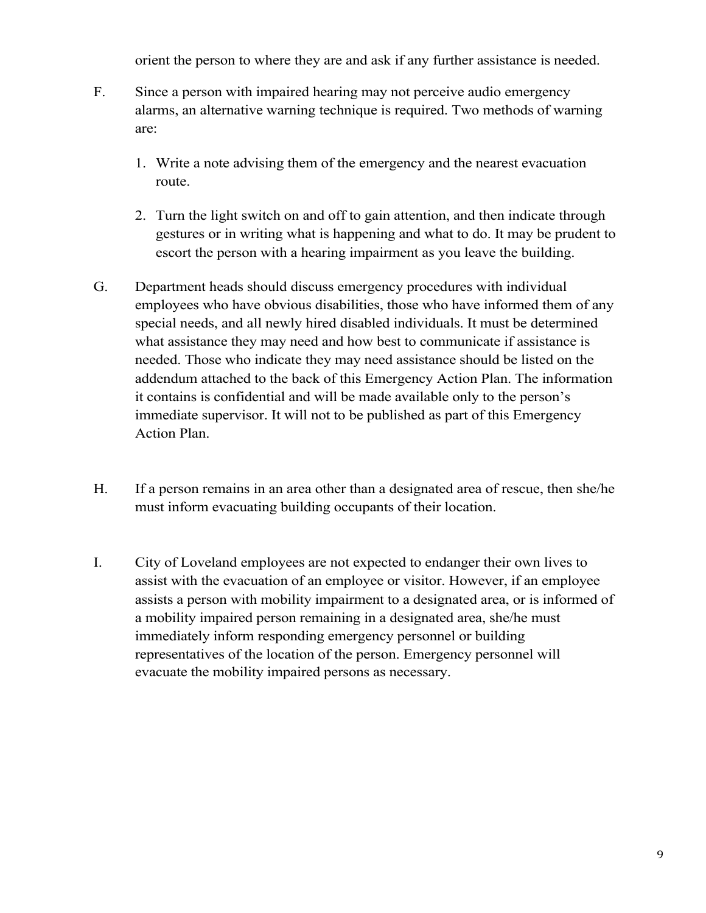orient the person to where they are and ask if any further assistance is needed.

F. Since a person with impaired hearing may not perceive audio emergency alarms, an alternative warning technique is required. Two methods of warning are:

1. Write a note advising them of the emergency and the nearest evacuation route.

2. Turn the light switch on and off to gain attention, and then indicate through gestures or in writing what is happening and what to do. It may be prudent to escort the person with a hearing impairment as you leave the building.

G. Department heads should discuss emergency procedures with individual employees who have obvious disabilities, those who have informed them of any special needs, and all newly hired disabled individuals. It must be determined what assistance they may need and how best to communicate if assistance is needed. Those who indicate they may need assistance should be listed on the addendum attached to the back of this Emergency Action Plan. The information it contains is confidential and will be made available only to the person's immediate supervisor. It will not to be published as part of this Emergency Action Plan.

H. If a person remains in an area other than a designated area of rescue, then she/he must inform evacuating building occupants of their location.

I. City of Loveland employees are not expected to endanger their own lives to assist with the evacuation of an employee or visitor. However, if an employee assists a person with mobility impairment to a designated area, or is informed of a mobility impaired person remaining in a designated area, she/he must immediately inform responding emergency personnel or building representatives of the location of the person. Emergency personnel will evacuate the mobility impaired persons as necessary.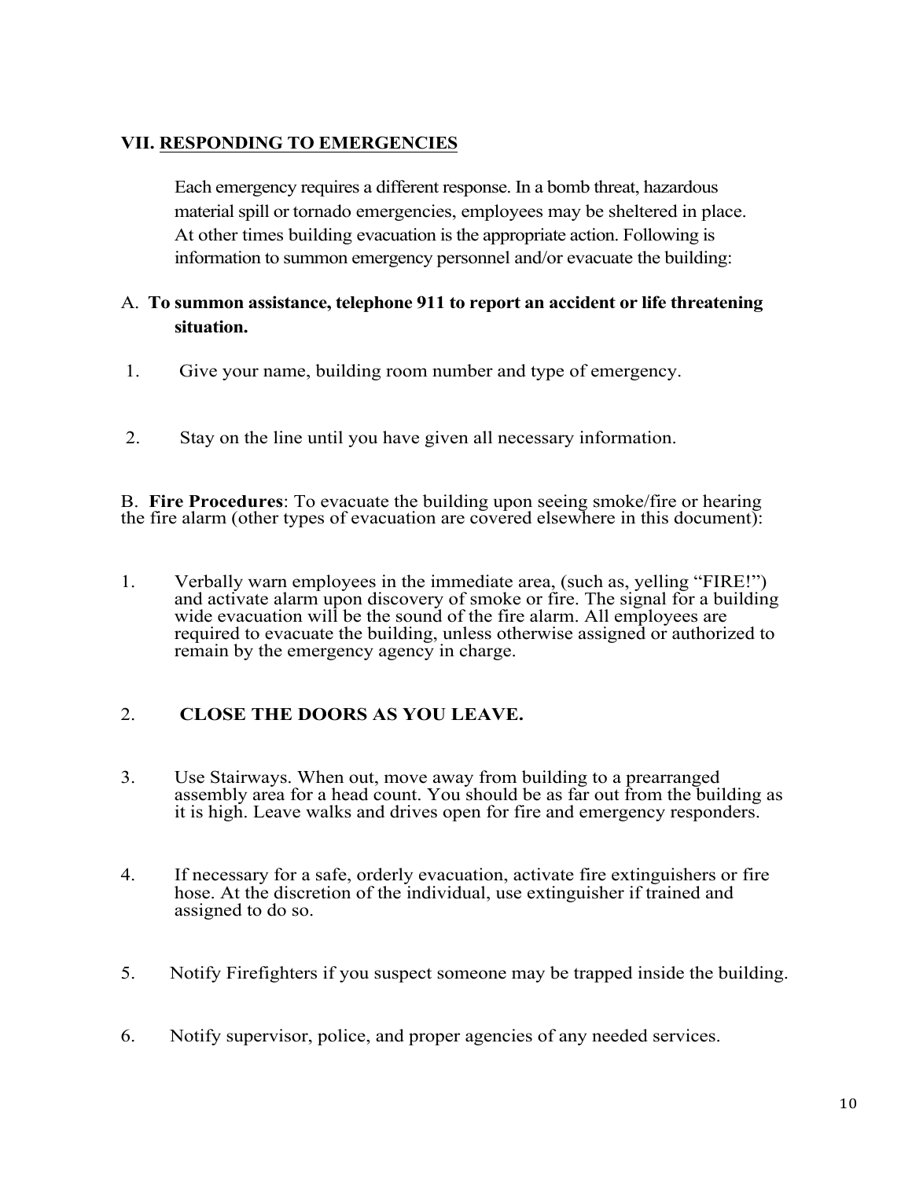## VII. RESPONDING TO EMERGENCIES

Each emergency requires a different response. In a bomb threat, hazardous material spill or tornado emergencies, employees may be sheltered in place. At other times building evacuation is the appropriate action. Following is information to summon emergency personnel and/or evacuate the building:

A. **To summon assistance, telephone 911 to report an accident or life threatening situation.**

1. Give your name, building room number and type of emergency.

2. Stay on the line until you have given all necessary information.

B. **Fire Procedures**: To evacuate the building upon seeing smoke/fire or hearing the fire alarm (other types of evacuation are covered elsewhere in this document):

1. Verbally warn employees in the immediate area, (such as, yelling "FIRE!") and activate alarm upon discovery of smoke or fire. The signal for a building wide evacuation will be the sound of the fire alarm. All employees are required to evacuate the building, unless otherwise assigned or authorized to remain by the emergency agency in charge.

2. **CLOSE THE DOORS AS YOU LEAVE.**

3. Use Stairways. When out, move away from building to a prearranged assembly area for a head count. You should be as far out from the building as it is high. Leave walks and drives open for fire and emergency responders.

4. If necessary for a safe, orderly evacuation, activate fire extinguishers or fire hose. At the discretion of the individual, use extinguisher if trained and assigned to do so.

5. Notify Firefighters if you suspect someone may be trapped inside the building.

6. Notify supervisor, police, and proper agencies of any needed services.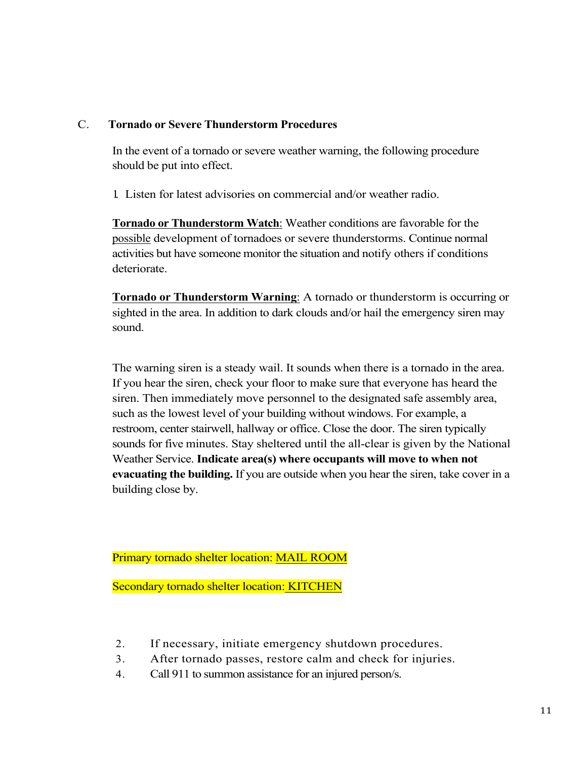### C. Tornado or Severe Thunderstorm Procedures

In the event of a tornado or severe weather warning, the following procedure should be put into effect.

1. Listen for latest advisories on commercial and/or weather radio.

**Tornado or Thunderstorm Watch**: Weather conditions are favorable for the possible development of tornadoes or severe thunderstorms. Continue normal activities but have someone monitor the situation and notify others if conditions deteriorate.

**Tornado or Thunderstorm Warning**: A tornado or thunderstorm is occurring or sighted in the area. In addition to dark clouds and/or hail the emergency siren may sound.

The warning siren is a steady wail. It sounds when there is a tornado in the area. If you hear the siren, check your floor to make sure that everyone has heard the siren. Then immediately move personnel to the designated safe assembly area, such as the lowest level of your building without windows. For example, a restroom, center stairwell, hallway or office. Close the door. The siren typically sounds for five minutes. Stay sheltered until the all-clear is given by the National Weather Service. **Indicate area(s) where occupants will move to when not evacuating the building.** If you are outside when you hear the siren, take cover in a building close by.

Primary tornado shelter location: MAIL ROOM

Secondary tornado shelter location: KITCHEN

2. If necessary, initiate emergency shutdown procedures.
3. After tornado passes, restore calm and check for injuries.
4. Call 911 to summon assistance for an injured person/s.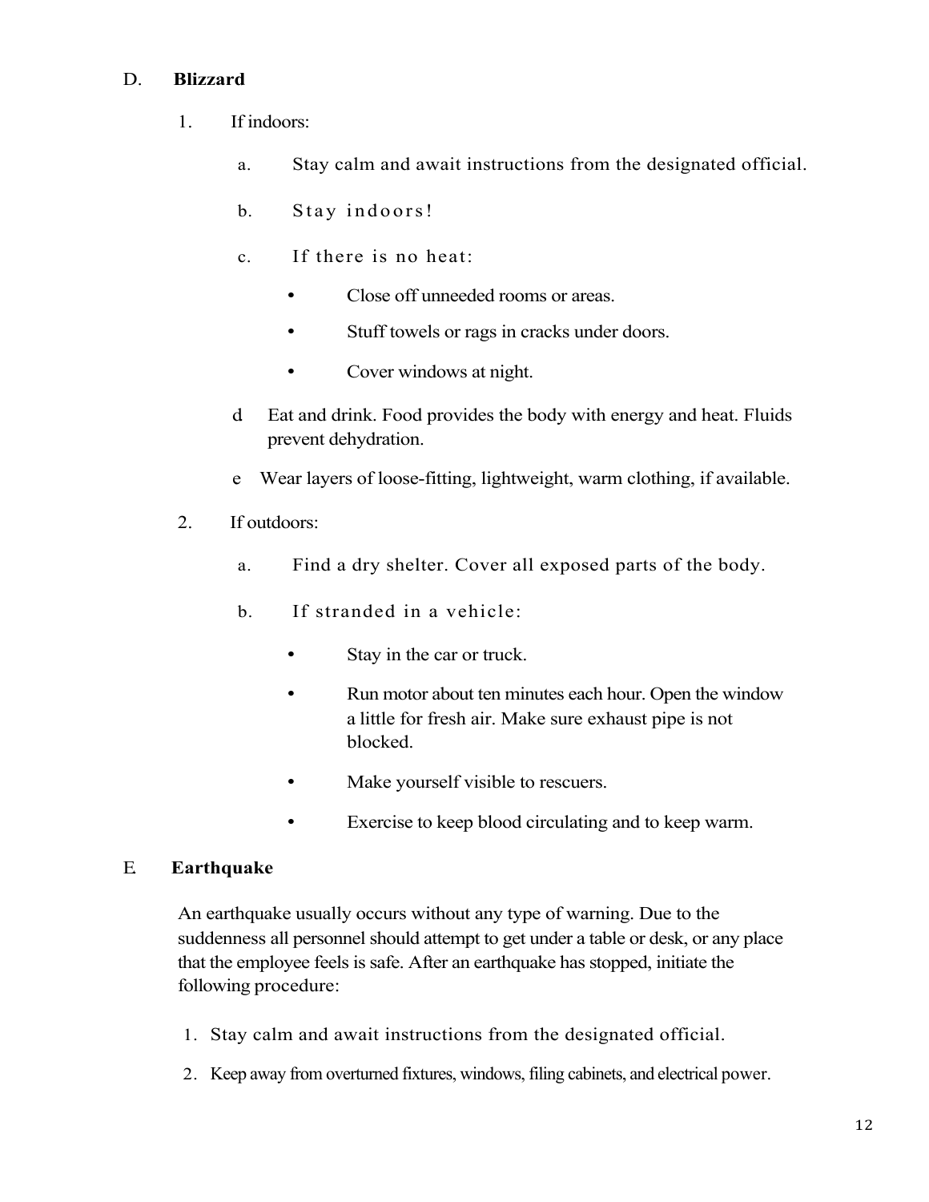D. **Blizzard**

1. If indoors:

   a. Stay calm and await instructions from the designated official.

   b. Stay indoors!

   c. If there is no heat:

   - Close off unneeded rooms or areas.
   - Stuff towels or rags in cracks under doors.
   - Cover windows at night.

   d Eat and drink. Food provides the body with energy and heat. Fluids prevent dehydration.

   e Wear layers of loose-fitting, lightweight, warm clothing, if available.

2. If outdoors:

   a. Find a dry shelter. Cover all exposed parts of the body.

   b. If stranded in a vehicle:

   - Stay in the car or truck.
   - Run motor about ten minutes each hour. Open the window a little for fresh air. Make sure exhaust pipe is not blocked.
   - Make yourself visible to rescuers.
   - Exercise to keep blood circulating and to keep warm.

E. **Earthquake**

An earthquake usually occurs without any type of warning. Due to the suddenness all personnel should attempt to get under a table or desk, or any place that the employee feels is safe. After an earthquake has stopped, initiate the following procedure:

1. Stay calm and await instructions from the designated official.
2. Keep away from overturned fixtures, windows, filing cabinets, and electrical power.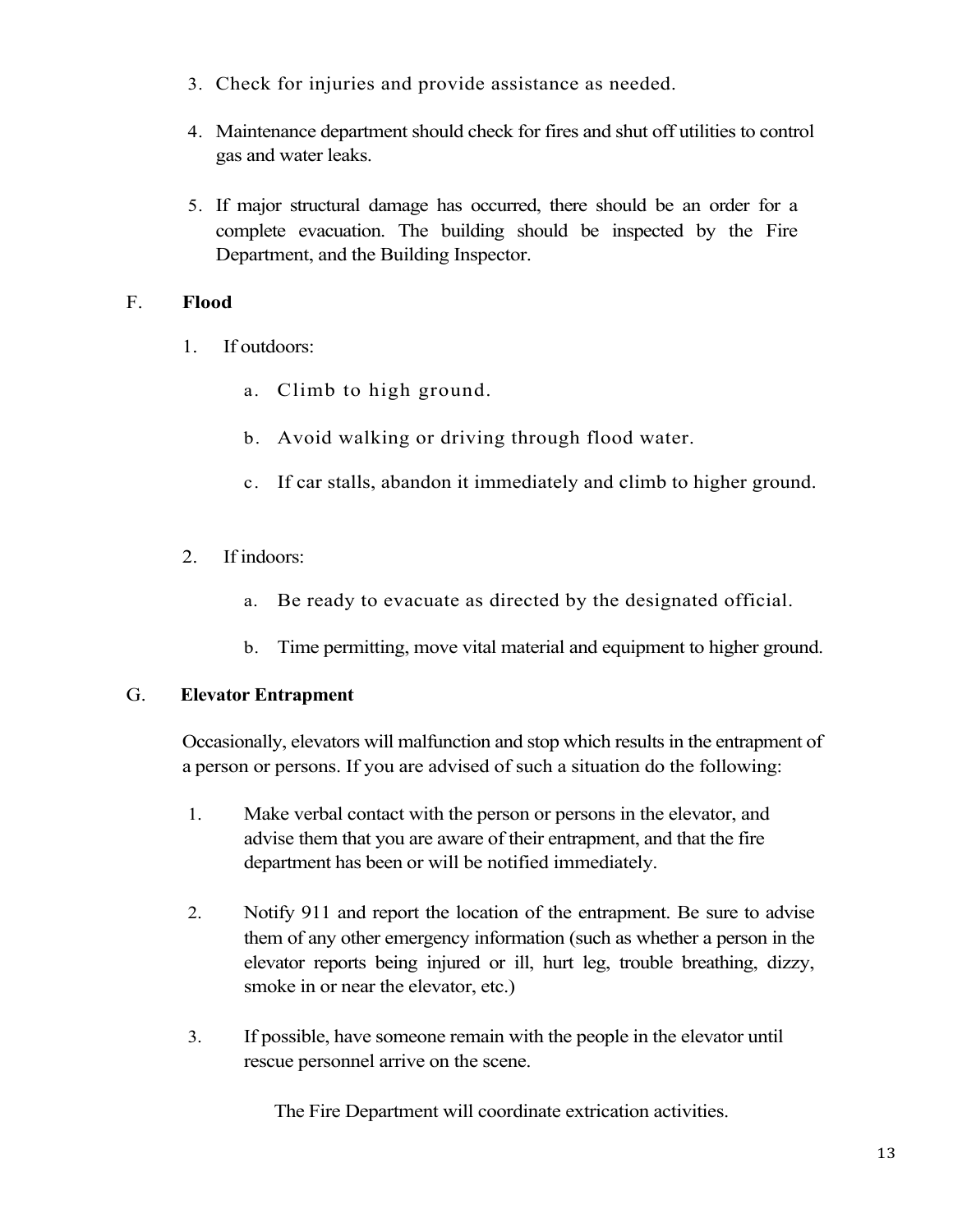3. Check for injuries and provide assistance as needed.

4. Maintenance department should check for fires and shut off utilities to control gas and water leaks.

5. If major structural damage has occurred, there should be an order for a complete evacuation. The building should be inspected by the Fire Department, and the Building Inspector.

## F. **Flood**

1. If outdoors:

   a. Climb to high ground.

   b. Avoid walking or driving through flood water.

   c. If car stalls, abandon it immediately and climb to higher ground.

2. If indoors:

   a. Be ready to evacuate as directed by the designated official.

   b. Time permitting, move vital material and equipment to higher ground.

## G. **Elevator Entrapment**

Occasionally, elevators will malfunction and stop which results in the entrapment of a person or persons. If you are advised of such a situation do the following:

1. Make verbal contact with the person or persons in the elevator, and advise them that you are aware of their entrapment, and that the fire department has been or will be notified immediately.

2. Notify 911 and report the location of the entrapment. Be sure to advise them of any other emergency information (such as whether a person in the elevator reports being injured or ill, hurt leg, trouble breathing, dizzy, smoke in or near the elevator, etc.)

3. If possible, have someone remain with the people in the elevator until rescue personnel arrive on the scene.

The Fire Department will coordinate extrication activities.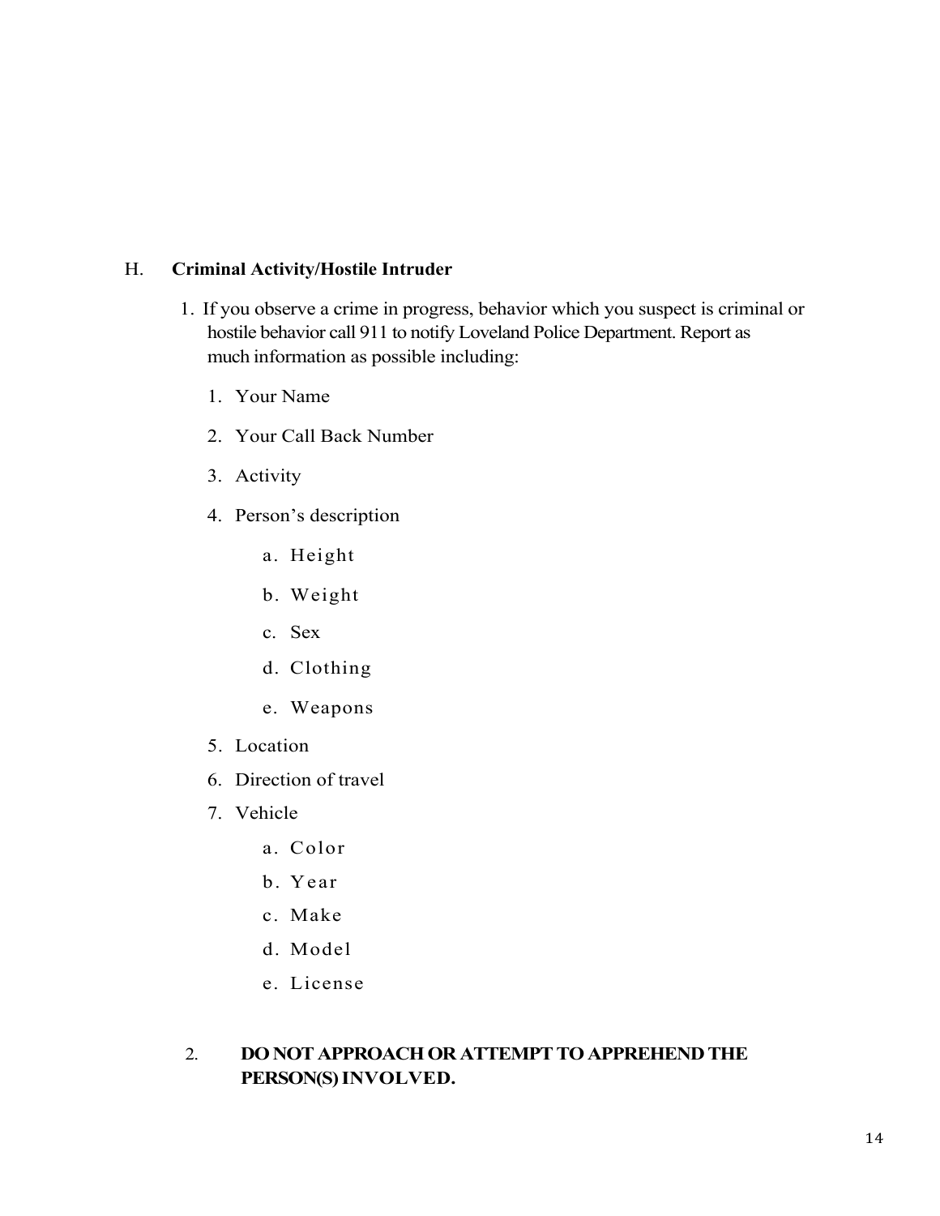## H. Criminal Activity/Hostile Intruder

1. If you observe a crime in progress, behavior which you suspect is criminal or hostile behavior call 911 to notify Loveland Police Department. Report as much information as possible including:
   1. Your Name
   2. Your Call Back Number
   3. Activity
   4. Person's description
      a. Height
      b. Weight
      c. Sex
      d. Clothing
      e. Weapons
   5. Location
   6. Direction of travel
   7. Vehicle
      a. Color
      b. Year
      c. Make
      d. Model
      e. License

2. **DO NOT APPROACH OR ATTEMPT TO APPREHEND THE PERSON(S) INVOLVED.**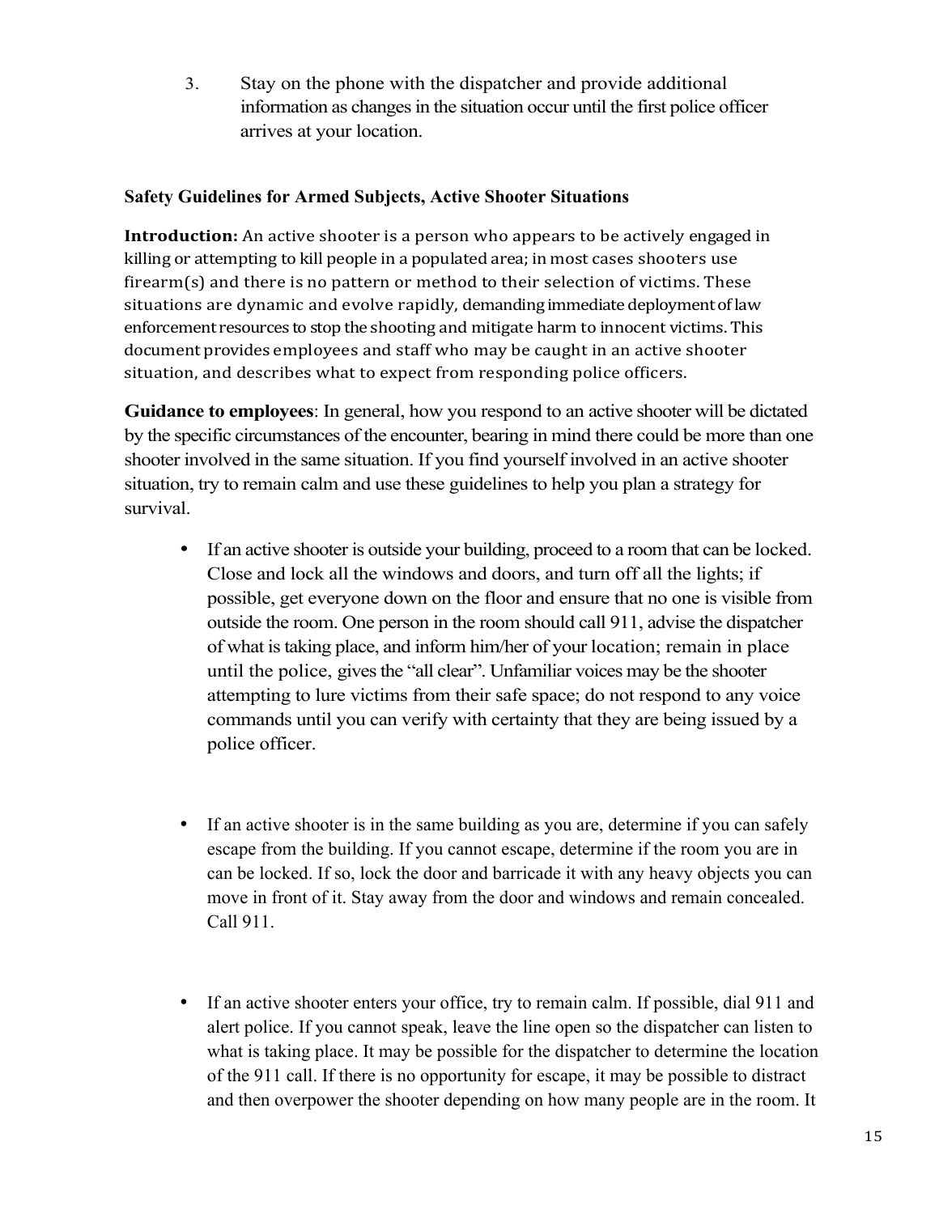3. Stay on the phone with the dispatcher and provide additional information as changes in the situation occur until the first police officer arrives at your location.

**Safety Guidelines for Armed Subjects, Active Shooter Situations**

**Introduction:** An active shooter is a person who appears to be actively engaged in killing or attempting to kill people in a populated area; in most cases shooters use firearm(s) and there is no pattern or method to their selection of victims. These situations are dynamic and evolve rapidly, demanding immediate deployment of law enforcement resources to stop the shooting and mitigate harm to innocent victims. This document provides employees and staff who may be caught in an active shooter situation, and describes what to expect from responding police officers.

**Guidance to employees**: In general, how you respond to an active shooter will be dictated by the specific circumstances of the encounter, bearing in mind there could be more than one shooter involved in the same situation. If you find yourself involved in an active shooter situation, try to remain calm and use these guidelines to help you plan a strategy for survival.

- If an active shooter is outside your building, proceed to a room that can be locked. Close and lock all the windows and doors, and turn off all the lights; if possible, get everyone down on the floor and ensure that no one is visible from outside the room. One person in the room should call 911, advise the dispatcher of what is taking place, and inform him/her of your location; remain in place until the police, gives the "all clear". Unfamiliar voices may be the shooter attempting to lure victims from their safe space; do not respond to any voice commands until you can verify with certainty that they are being issued by a police officer.

- If an active shooter is in the same building as you are, determine if you can safely escape from the building. If you cannot escape, determine if the room you are in can be locked. If so, lock the door and barricade it with any heavy objects you can move in front of it. Stay away from the door and windows and remain concealed. Call 911.

- If an active shooter enters your office, try to remain calm. If possible, dial 911 and alert police. If you cannot speak, leave the line open so the dispatcher can listen to what is taking place. It may be possible for the dispatcher to determine the location of the 911 call. If there is no opportunity for escape, it may be possible to distract and then overpower the shooter depending on how many people are in the room. It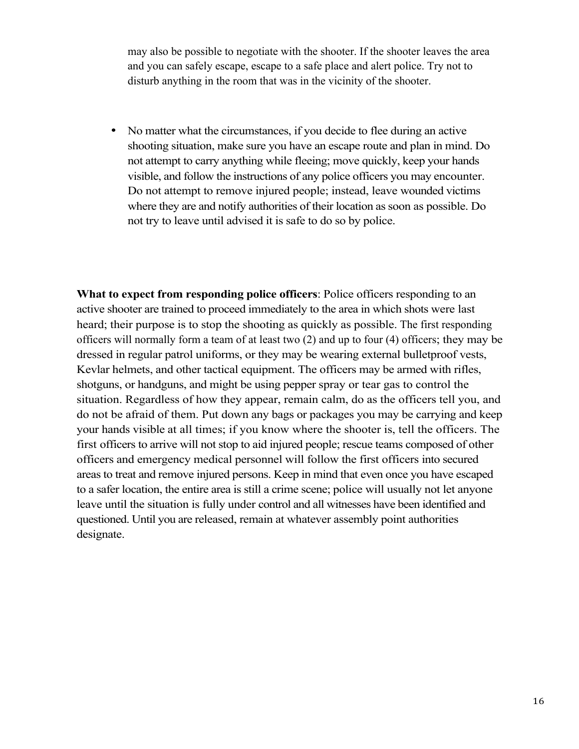may also be possible to negotiate with the shooter. If the shooter leaves the area and you can safely escape, escape to a safe place and alert police. Try not to disturb anything in the room that was in the vicinity of the shooter.

- No matter what the circumstances, if you decide to flee during an active shooting situation, make sure you have an escape route and plan in mind. Do not attempt to carry anything while fleeing; move quickly, keep your hands visible, and follow the instructions of any police officers you may encounter. Do not attempt to remove injured people; instead, leave wounded victims where they are and notify authorities of their location as soon as possible. Do not try to leave until advised it is safe to do so by police.

**What to expect from responding police officers**: Police officers responding to an active shooter are trained to proceed immediately to the area in which shots were last heard; their purpose is to stop the shooting as quickly as possible. The first responding officers will normally form a team of at least two (2) and up to four (4) officers; they may be dressed in regular patrol uniforms, or they may be wearing external bulletproof vests, Kevlar helmets, and other tactical equipment. The officers may be armed with rifles, shotguns, or handguns, and might be using pepper spray or tear gas to control the situation. Regardless of how they appear, remain calm, do as the officers tell you, and do not be afraid of them. Put down any bags or packages you may be carrying and keep your hands visible at all times; if you know where the shooter is, tell the officers. The first officers to arrive will not stop to aid injured people; rescue teams composed of other officers and emergency medical personnel will follow the first officers into secured areas to treat and remove injured persons. Keep in mind that even once you have escaped to a safer location, the entire area is still a crime scene; police will usually not let anyone leave until the situation is fully under control and all witnesses have been identified and questioned. Until you are released, remain at whatever assembly point authorities designate.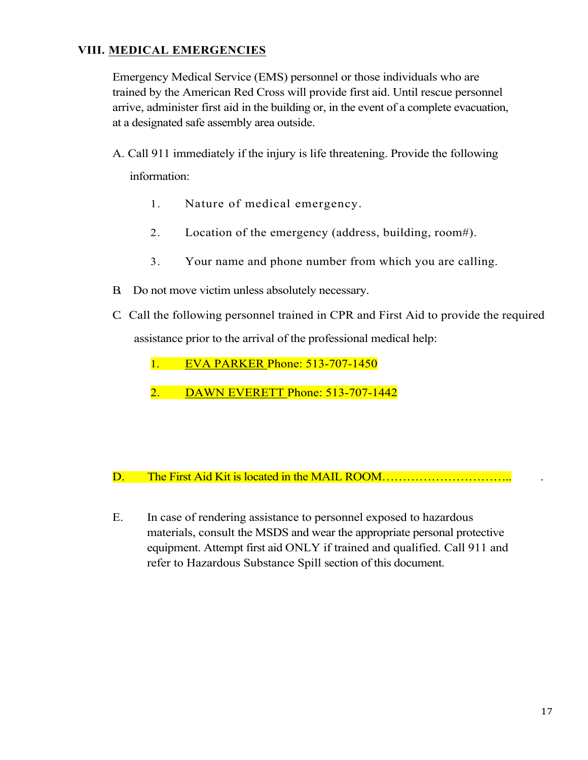## VIII. MEDICAL EMERGENCIES

Emergency Medical Service (EMS) personnel or those individuals who are trained by the American Red Cross will provide first aid. Until rescue personnel arrive, administer first aid in the building or, in the event of a complete evacuation, at a designated safe assembly area outside.

A. Call 911 immediately if the injury is life threatening. Provide the following information:

1. Nature of medical emergency.
2. Location of the emergency (address, building, room#).
3. Your name and phone number from which you are calling.

B. Do not move victim unless absolutely necessary.

C. Call the following personnel trained in CPR and First Aid to provide the required assistance prior to the arrival of the professional medical help:

1. EVA PARKER Phone: 513-707-1450
2. DAWN EVERETT Phone: 513-707-1442

D. The First Aid Kit is located in the MAIL ROOM…………………………..

E. In case of rendering assistance to personnel exposed to hazardous materials, consult the MSDS and wear the appropriate personal protective equipment. Attempt first aid ONLY if trained and qualified. Call 911 and refer to Hazardous Substance Spill section of this document.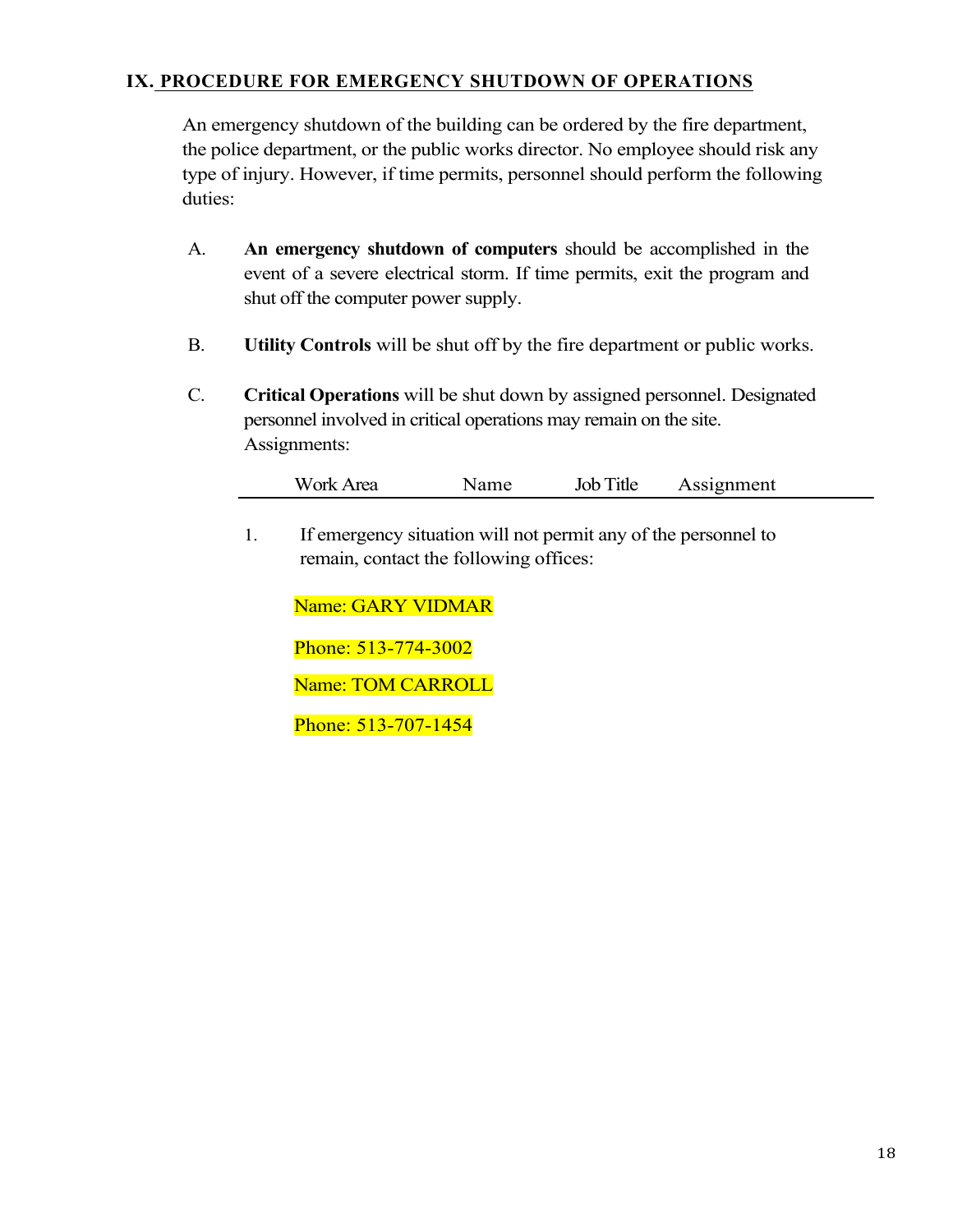## IX. PROCEDURE FOR EMERGENCY SHUTDOWN OF OPERATIONS

An emergency shutdown of the building can be ordered by the fire department, the police department, or the public works director. No employee should risk any type of injury. However, if time permits, personnel should perform the following duties:

A. **An emergency shutdown of computers** should be accomplished in the event of a severe electrical storm. If time permits, exit the program and shut off the computer power supply.

B. **Utility Controls** will be shut off by the fire department or public works.

C. **Critical Operations** will be shut down by assigned personnel. Designated personnel involved in critical operations may remain on the site. Assignments:

| Work Area | Name | Job Title | Assignment |
|---|---|---|---|

1. If emergency situation will not permit any of the personnel to remain, contact the following offices:

Name: GARY VIDMAR

Phone: 513-774-3002

Name: TOM CARROLL

Phone: 513-707-1454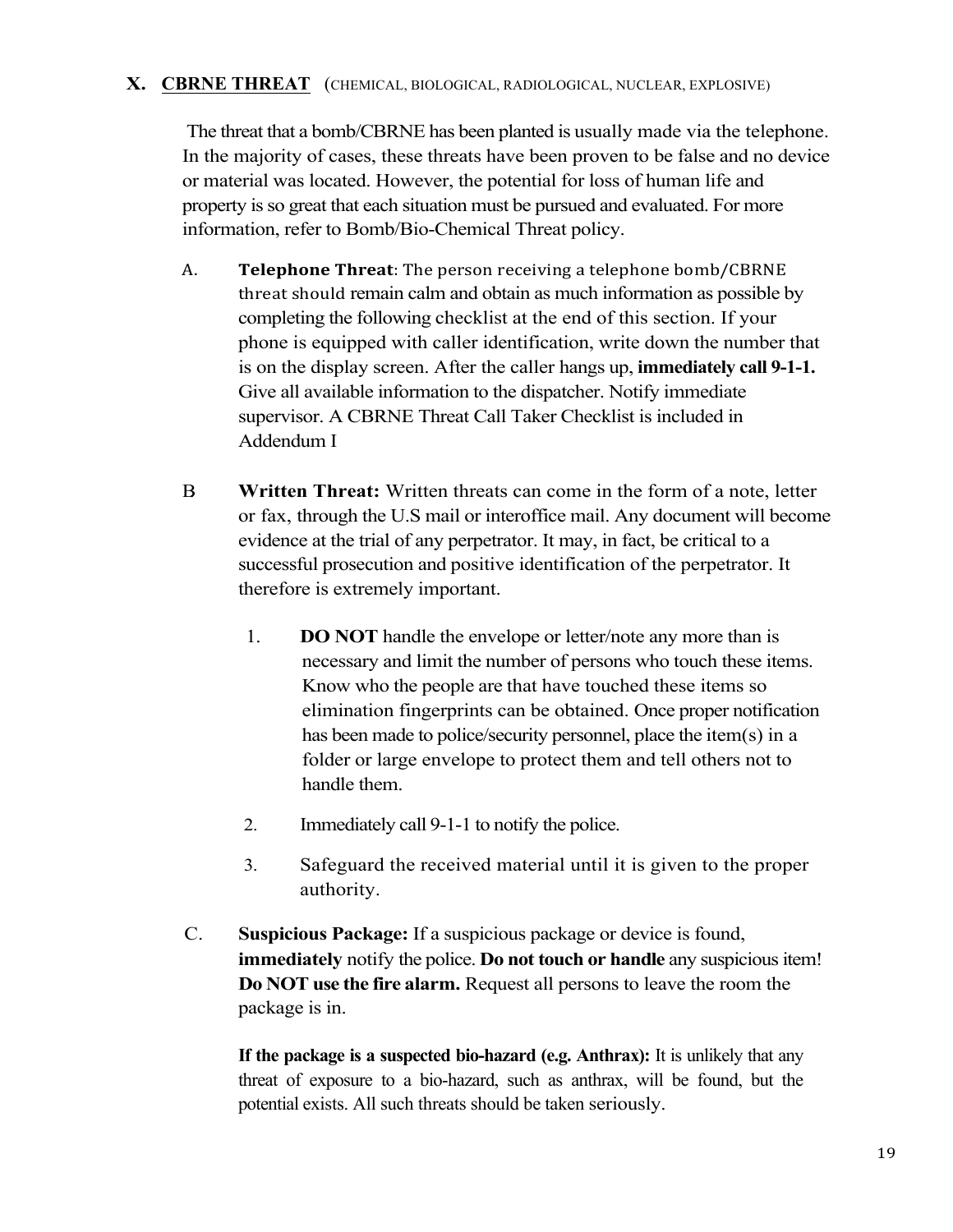## X. CBRNE THREAT (CHEMICAL, BIOLOGICAL, RADIOLOGICAL, NUCLEAR, EXPLOSIVE)

The threat that a bomb/CBRNE has been planted is usually made via the telephone. In the majority of cases, these threats have been proven to be false and no device or material was located. However, the potential for loss of human life and property is so great that each situation must be pursued and evaluated. For more information, refer to Bomb/Bio-Chemical Threat policy.

A. **Telephone Threat**: The person receiving a telephone bomb/CBRNE threat should remain calm and obtain as much information as possible by completing the following checklist at the end of this section. If your phone is equipped with caller identification, write down the number that is on the display screen. After the caller hangs up, **immediately call 9-1-1.** Give all available information to the dispatcher. Notify immediate supervisor. A CBRNE Threat Call Taker Checklist is included in Addendum I

B **Written Threat:** Written threats can come in the form of a note, letter or fax, through the U.S mail or interoffice mail. Any document will become evidence at the trial of any perpetrator. It may, in fact, be critical to a successful prosecution and positive identification of the perpetrator. It therefore is extremely important.

1. **DO NOT** handle the envelope or letter/note any more than is necessary and limit the number of persons who touch these items. Know who the people are that have touched these items so elimination fingerprints can be obtained. Once proper notification has been made to police/security personnel, place the item(s) in a folder or large envelope to protect them and tell others not to handle them.
2. Immediately call 9-1-1 to notify the police.
3. Safeguard the received material until it is given to the proper authority.

C. **Suspicious Package:** If a suspicious package or device is found, **immediately** notify the police. **Do not touch or handle** any suspicious item! **Do NOT use the fire alarm.** Request all persons to leave the room the package is in.

**If the package is a suspected bio-hazard (e.g. Anthrax):** It is unlikely that any threat of exposure to a bio-hazard, such as anthrax, will be found, but the potential exists. All such threats should be taken seriously.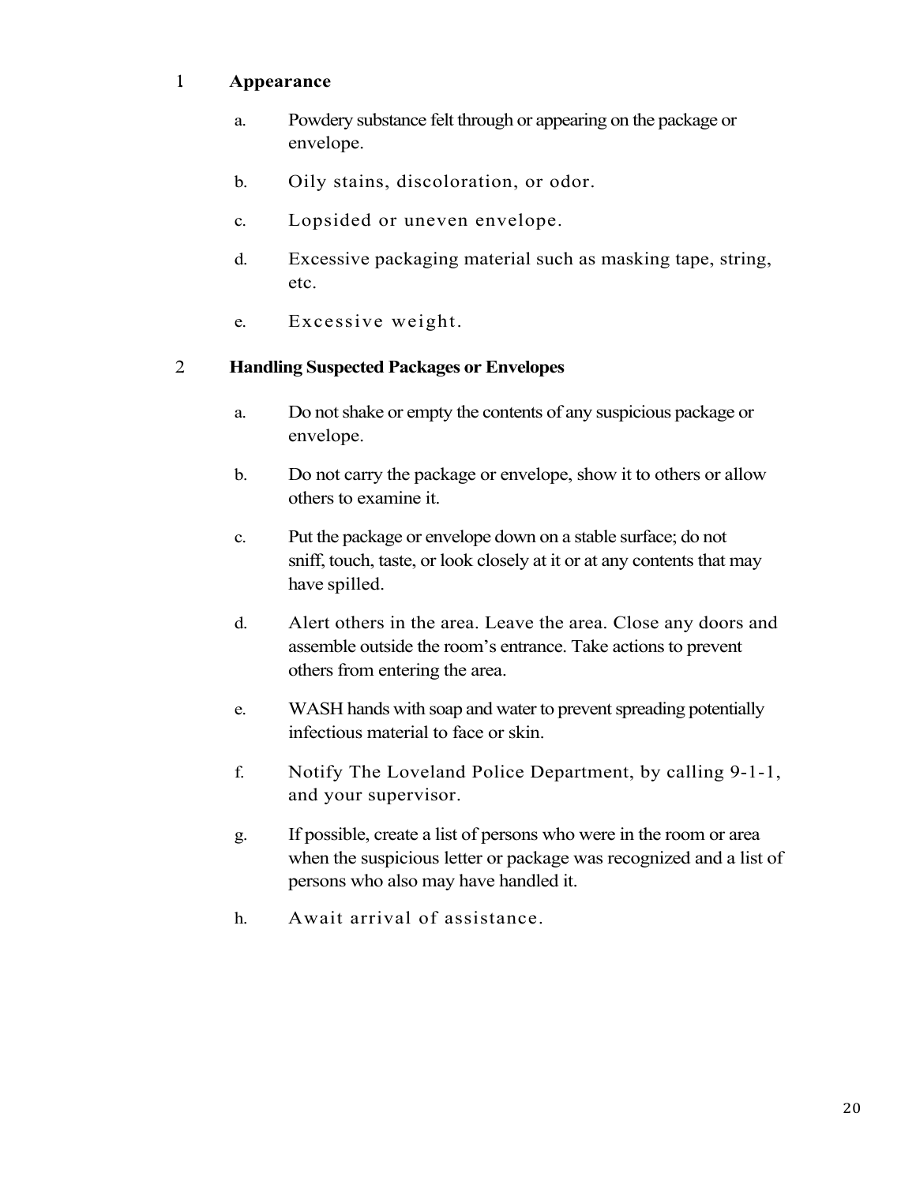1 **Appearance**

a. Powdery substance felt through or appearing on the package or envelope.

b. Oily stains, discoloration, or odor.

c. Lopsided or uneven envelope.

d. Excessive packaging material such as masking tape, string, etc.

e. Excessive weight.

2 **Handling Suspected Packages or Envelopes**

a. Do not shake or empty the contents of any suspicious package or envelope.

b. Do not carry the package or envelope, show it to others or allow others to examine it.

c. Put the package or envelope down on a stable surface; do not sniff, touch, taste, or look closely at it or at any contents that may have spilled.

d. Alert others in the area. Leave the area. Close any doors and assemble outside the room's entrance. Take actions to prevent others from entering the area.

e. WASH hands with soap and water to prevent spreading potentially infectious material to face or skin.

f. Notify The Loveland Police Department, by calling 9-1-1, and your supervisor.

g. If possible, create a list of persons who were in the room or area when the suspicious letter or package was recognized and a list of persons who also may have handled it.

h. Await arrival of assistance.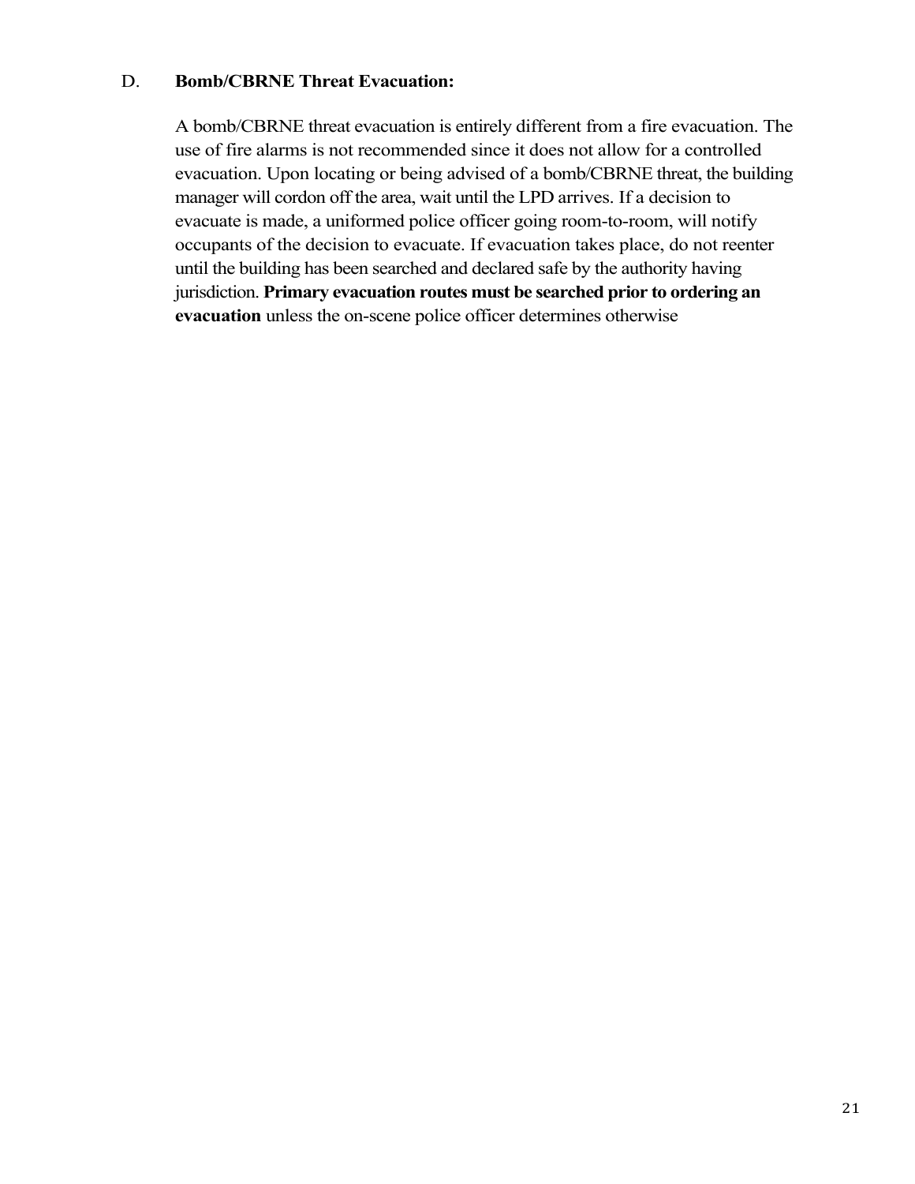### D. **Bomb/CBRNE Threat Evacuation:**

A bomb/CBRNE threat evacuation is entirely different from a fire evacuation. The use of fire alarms is not recommended since it does not allow for a controlled evacuation. Upon locating or being advised of a bomb/CBRNE threat, the building manager will cordon off the area, wait until the LPD arrives. If a decision to evacuate is made, a uniformed police officer going room-to-room, will notify occupants of the decision to evacuate. If evacuation takes place, do not reenter until the building has been searched and declared safe by the authority having jurisdiction. **Primary evacuation routes must be searched prior to ordering an evacuation** unless the on-scene police officer determines otherwise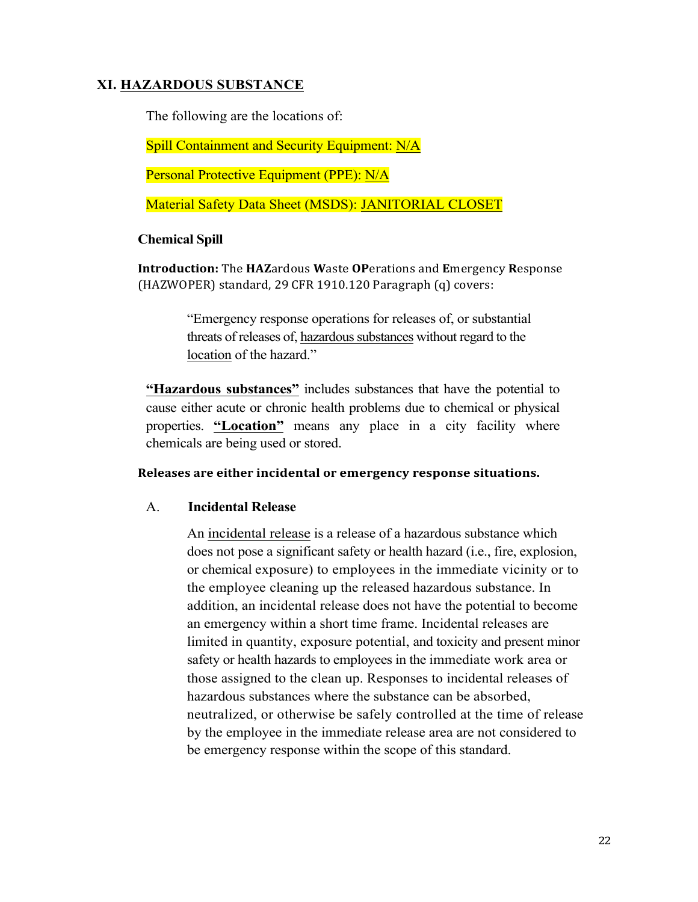## XI. HAZARDOUS SUBSTANCE

The following are the locations of:

Spill Containment and Security Equipment: N/A

Personal Protective Equipment (PPE): N/A

Material Safety Data Sheet (MSDS): JANITORIAL CLOSET

### Chemical Spill

**Introduction:** The **HAZ**ardous **W**aste **OP**erations and **E**mergency **R**esponse (HAZWOPER) standard, 29 CFR 1910.120 Paragraph (q) covers:

> "Emergency response operations for releases of, or substantial threats of releases of, hazardous substances without regard to the location of the hazard."

**"Hazardous substances"** includes substances that have the potential to cause either acute or chronic health problems due to chemical or physical properties. **"Location"** means any place in a city facility where chemicals are being used or stored.

**Releases are either incidental or emergency response situations.**

A. **Incidental Release**

An incidental release is a release of a hazardous substance which does not pose a significant safety or health hazard (i.e., fire, explosion, or chemical exposure) to employees in the immediate vicinity or to the employee cleaning up the released hazardous substance. In addition, an incidental release does not have the potential to become an emergency within a short time frame. Incidental releases are limited in quantity, exposure potential, and toxicity and present minor safety or health hazards to employees in the immediate work area or those assigned to the clean up. Responses to incidental releases of hazardous substances where the substance can be absorbed, neutralized, or otherwise be safely controlled at the time of release by the employee in the immediate release area are not considered to be emergency response within the scope of this standard.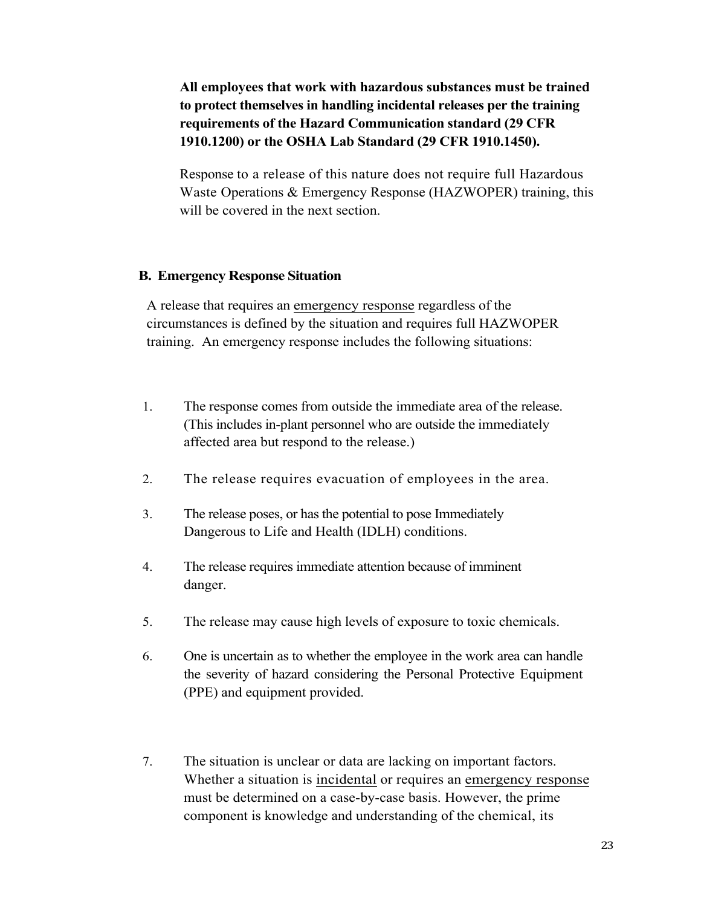**All employees that work with hazardous substances must be trained to protect themselves in handling incidental releases per the training requirements of the Hazard Communication standard (29 CFR 1910.1200) or the OSHA Lab Standard (29 CFR 1910.1450).**

Response to a release of this nature does not require full Hazardous Waste Operations & Emergency Response (HAZWOPER) training, this will be covered in the next section.

### B. Emergency Response Situation

A release that requires an <u>emergency response</u> regardless of the circumstances is defined by the situation and requires full HAZWOPER training. An emergency response includes the following situations:

1. The response comes from outside the immediate area of the release. (This includes in-plant personnel who are outside the immediately affected area but respond to the release.)
2. The release requires evacuation of employees in the area.
3. The release poses, or has the potential to pose Immediately Dangerous to Life and Health (IDLH) conditions.
4. The release requires immediate attention because of imminent danger.
5. The release may cause high levels of exposure to toxic chemicals.
6. One is uncertain as to whether the employee in the work area can handle the severity of hazard considering the Personal Protective Equipment (PPE) and equipment provided.
7. The situation is unclear or data are lacking on important factors. Whether a situation is <u>incidental</u> or requires an <u>emergency response</u> must be determined on a case-by-case basis. However, the prime component is knowledge and understanding of the chemical, its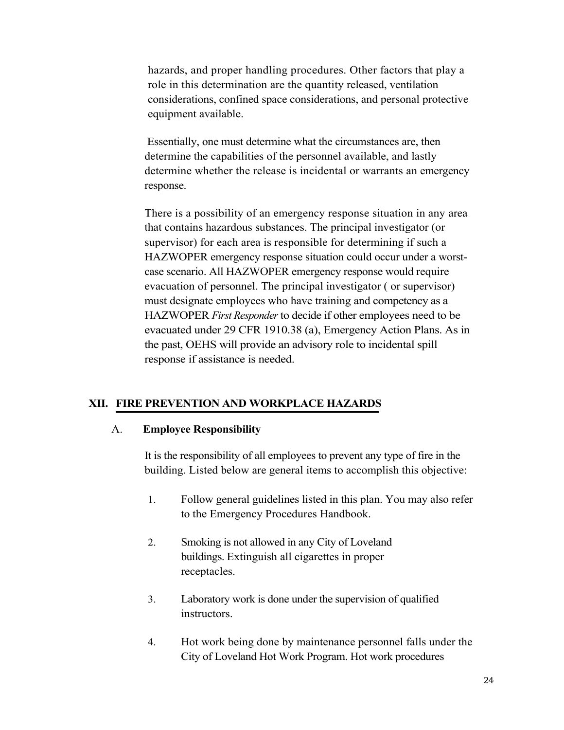hazards, and proper handling procedures. Other factors that play a role in this determination are the quantity released, ventilation considerations, confined space considerations, and personal protective equipment available.

Essentially, one must determine what the circumstances are, then determine the capabilities of the personnel available, and lastly determine whether the release is incidental or warrants an emergency response.

There is a possibility of an emergency response situation in any area that contains hazardous substances. The principal investigator (or supervisor) for each area is responsible for determining if such a HAZWOPER emergency response situation could occur under a worst-case scenario. All HAZWOPER emergency response would require evacuation of personnel. The principal investigator ( or supervisor) must designate employees who have training and competency as a HAZWOPER *First Responder* to decide if other employees need to be evacuated under 29 CFR 1910.38 (a), Emergency Action Plans. As in the past, OEHS will provide an advisory role to incidental spill response if assistance is needed.

## XII. FIRE PREVENTION AND WORKPLACE HAZARDS

### A. Employee Responsibility

It is the responsibility of all employees to prevent any type of fire in the building. Listed below are general items to accomplish this objective:

1. Follow general guidelines listed in this plan. You may also refer to the Emergency Procedures Handbook.

2. Smoking is not allowed in any City of Loveland buildings. Extinguish all cigarettes in proper receptacles.

3. Laboratory work is done under the supervision of qualified instructors.

4. Hot work being done by maintenance personnel falls under the City of Loveland Hot Work Program. Hot work procedures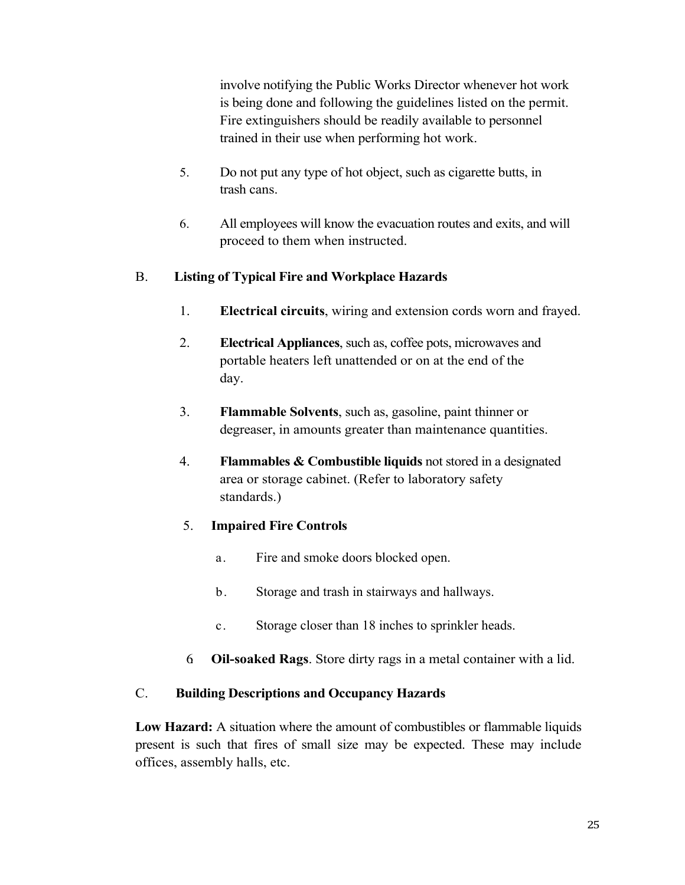involve notifying the Public Works Director whenever hot work is being done and following the guidelines listed on the permit. Fire extinguishers should be readily available to personnel trained in their use when performing hot work.

5. Do not put any type of hot object, such as cigarette butts, in trash cans.

6. All employees will know the evacuation routes and exits, and will proceed to them when instructed.

## B. Listing of Typical Fire and Workplace Hazards

1. **Electrical circuits**, wiring and extension cords worn and frayed.

2. **Electrical Appliances**, such as, coffee pots, microwaves and portable heaters left unattended or on at the end of the day.

3. **Flammable Solvents**, such as, gasoline, paint thinner or degreaser, in amounts greater than maintenance quantities.

4. **Flammables & Combustible liquids** not stored in a designated area or storage cabinet. (Refer to laboratory safety standards.)

5. **Impaired Fire Controls**

   a. Fire and smoke doors blocked open.

   b. Storage and trash in stairways and hallways.

   c. Storage closer than 18 inches to sprinkler heads.

6 **Oil-soaked Rags**. Store dirty rags in a metal container with a lid.

## C. Building Descriptions and Occupancy Hazards

**Low Hazard:** A situation where the amount of combustibles or flammable liquids present is such that fires of small size may be expected. These may include offices, assembly halls, etc.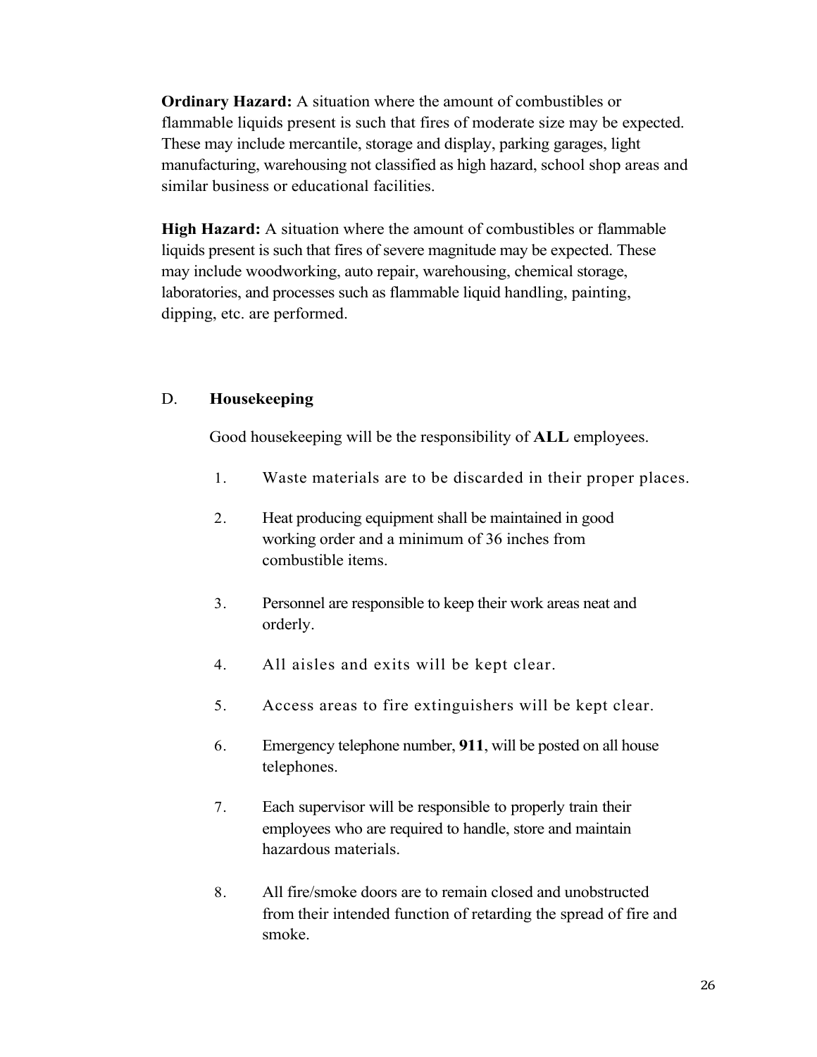**Ordinary Hazard:** A situation where the amount of combustibles or flammable liquids present is such that fires of moderate size may be expected. These may include mercantile, storage and display, parking garages, light manufacturing, warehousing not classified as high hazard, school shop areas and similar business or educational facilities.

**High Hazard:** A situation where the amount of combustibles or flammable liquids present is such that fires of severe magnitude may be expected. These may include woodworking, auto repair, warehousing, chemical storage, laboratories, and processes such as flammable liquid handling, painting, dipping, etc. are performed.

## D. Housekeeping

Good housekeeping will be the responsibility of **ALL** employees.

1. Waste materials are to be discarded in their proper places.

2. Heat producing equipment shall be maintained in good working order and a minimum of 36 inches from combustible items.

3. Personnel are responsible to keep their work areas neat and orderly.

4. All aisles and exits will be kept clear.

5. Access areas to fire extinguishers will be kept clear.

6. Emergency telephone number, **911**, will be posted on all house telephones.

7. Each supervisor will be responsible to properly train their employees who are required to handle, store and maintain hazardous materials.

8. All fire/smoke doors are to remain closed and unobstructed from their intended function of retarding the spread of fire and smoke.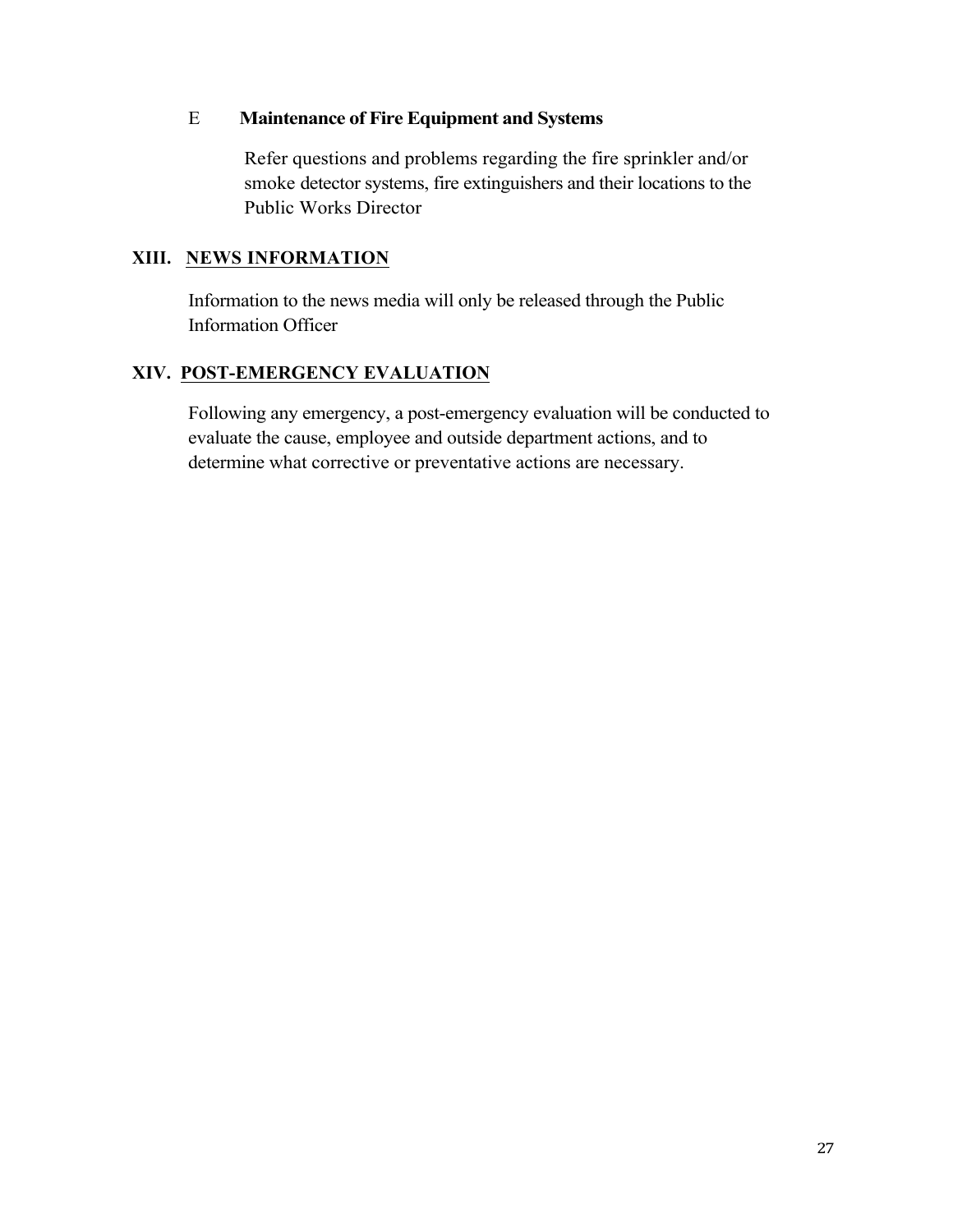### E Maintenance of Fire Equipment and Systems

Refer questions and problems regarding the fire sprinkler and/or smoke detector systems, fire extinguishers and their locations to the Public Works Director

## XIII. NEWS INFORMATION

Information to the news media will only be released through the Public Information Officer

## XIV. POST-EMERGENCY EVALUATION

Following any emergency, a post-emergency evaluation will be conducted to evaluate the cause, employee and outside department actions, and to determine what corrective or preventative actions are necessary.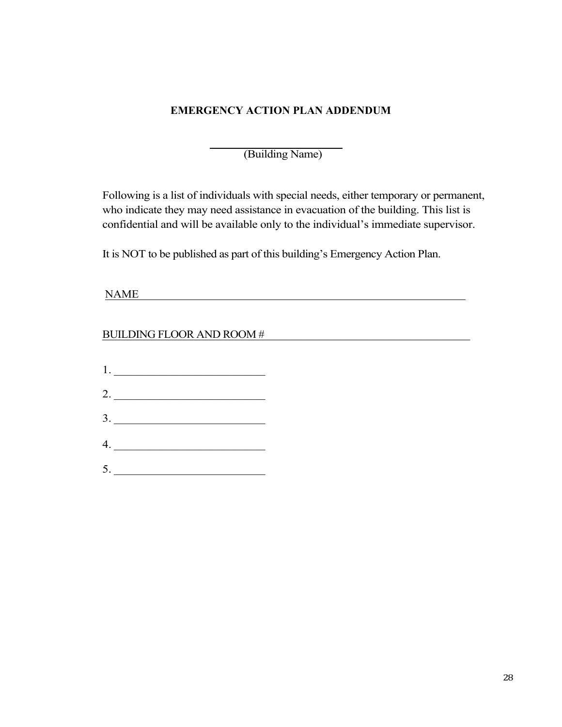## EMERGENCY ACTION PLAN ADDENDUM

\_\_\_\_\_\_\_\_\_\_\_\_\_\_\_\_\_\_\_\_\_\_\_\_
(Building Name)

Following is a list of individuals with special needs, either temporary or permanent, who indicate they may need assistance in evacuation of the building. This list is confidential and will be available only to the individual's immediate supervisor.

It is NOT to be published as part of this building's Emergency Action Plan.

NAME \_\_\_\_\_\_\_\_\_\_\_\_\_\_\_\_\_\_\_\_\_\_\_\_\_\_\_\_\_\_\_\_\_\_\_\_\_\_\_\_\_\_\_\_\_\_\_\_\_\_\_\_\_\_\_\_

BUILDING FLOOR AND ROOM # \_\_\_\_\_\_\_\_\_\_\_\_\_\_\_\_\_\_\_\_\_\_\_\_\_\_\_\_\_\_\_\_\_\_\_\_\_\_

1. \_\_\_\_\_\_\_\_\_\_\_\_\_\_\_\_\_\_\_\_\_\_\_\_\_\_\_
2. \_\_\_\_\_\_\_\_\_\_\_\_\_\_\_\_\_\_\_\_\_\_\_\_\_\_\_
3. \_\_\_\_\_\_\_\_\_\_\_\_\_\_\_\_\_\_\_\_\_\_\_\_\_\_\_
4. \_\_\_\_\_\_\_\_\_\_\_\_\_\_\_\_\_\_\_\_\_\_\_\_\_\_\_
5. \_\_\_\_\_\_\_\_\_\_\_\_\_\_\_\_\_\_\_\_\_\_\_\_\_\_\_